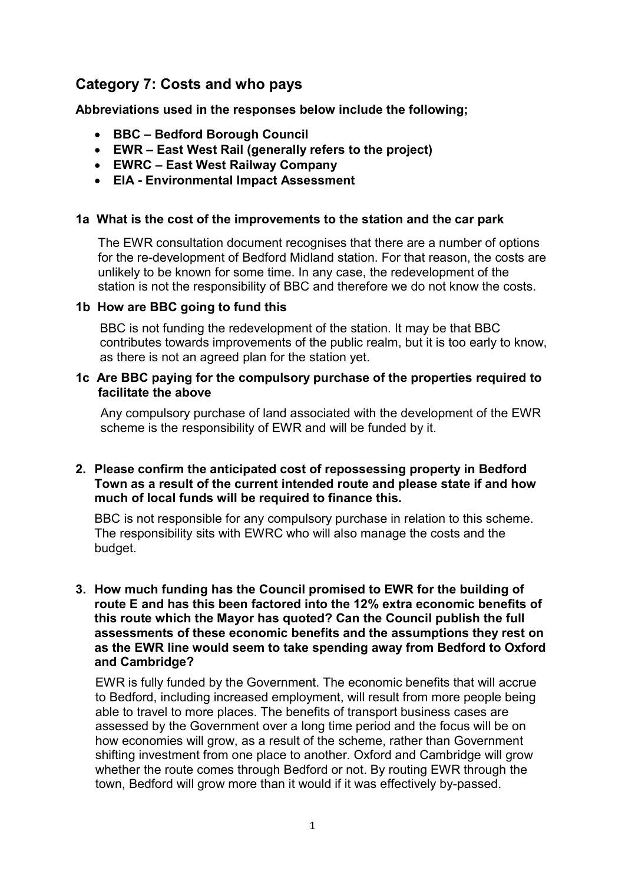## Category 7: Costs and who pays

**Abbreviations used in the responses below include the following;**

- **BBC – Bedford Borough Council**
- **EWR – East West Rail (generally refers to the project)**
- **EWRC – East West Railway Company**
- **EIA - Environmental Impact Assessment**

**1a What is the cost of the improvements to the station and the car park**

The EWR consultation document recognises that there are a number of options for the re-development of Bedford Midland station. For that reason, the costs are unlikely to be known for some time. In any case, the redevelopment of the station is not the responsibility of BBC and therefore we do not know the costs.

**1b How are BBC going to fund this**

BBC is not funding the redevelopment of the station. It may be that BBC contributes towards improvements of the public realm, but it is too early to know, as there is not an agreed plan for the station yet.

**1c Are BBC paying for the compulsory purchase of the properties required to facilitate the above**

Any compulsory purchase of land associated with the development of the EWR scheme is the responsibility of EWR and will be funded by it.

**2. Please confirm the anticipated cost of repossessing property in Bedford Town as a result of the current intended route and please state if and how much of local funds will be required to finance this.**

BBC is not responsible for any compulsory purchase in relation to this scheme. The responsibility sits with EWRC who will also manage the costs and the budget.

**3. How much funding has the Council promised to EWR for the building of route E and has this been factored into the 12% extra economic benefits of this route which the Mayor has quoted? Can the Council publish the full assessments of these economic benefits and the assumptions they rest on as the EWR line would seem to take spending away from Bedford to Oxford and Cambridge?**

EWR is fully funded by the Government. The economic benefits that will accrue to Bedford, including increased employment, will result from more people being able to travel to more places. The benefits of transport business cases are assessed by the Government over a long time period and the focus will be on how economies will grow, as a result of the scheme, rather than Government shifting investment from one place to another. Oxford and Cambridge will grow whether the route comes through Bedford or not. By routing EWR through the town, Bedford will grow more than it would if it was effectively by-passed.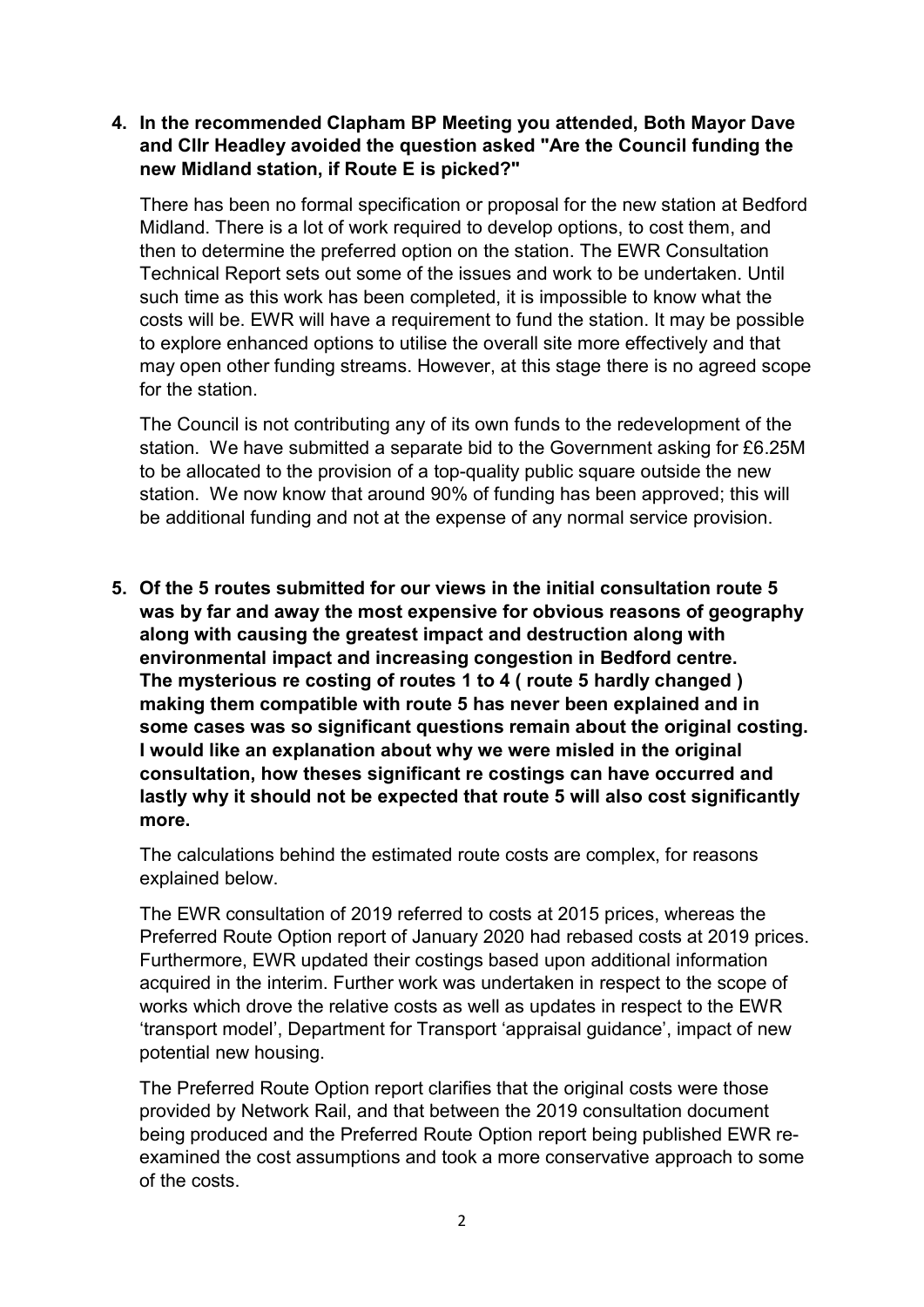4. **In the recommended Clapham BP Meeting you attended, Both Mayor Dave and Cllr Headley avoided the question asked "Are the Council funding the new Midland station, if Route E is picked?"**

   There has been no formal specification or proposal for the new station at Bedford Midland. There is a lot of work required to develop options, to cost them, and then to determine the preferred option on the station. The EWR Consultation Technical Report sets out some of the issues and work to be undertaken. Until such time as this work has been completed, it is impossible to know what the costs will be. EWR will have a requirement to fund the station. It may be possible to explore enhanced options to utilise the overall site more effectively and that may open other funding streams. However, at this stage there is no agreed scope for the station.

   The Council is not contributing any of its own funds to the redevelopment of the station. We have submitted a separate bid to the Government asking for £6.25M to be allocated to the provision of a top-quality public square outside the new station. We now know that around 90% of funding has been approved; this will be additional funding and not at the expense of any normal service provision.

5. **Of the 5 routes submitted for our views in the initial consultation route 5 was by far and away the most expensive for obvious reasons of geography along with causing the greatest impact and destruction along with environmental impact and increasing congestion in Bedford centre. The mysterious re costing of routes 1 to 4 ( route 5 hardly changed ) making them compatible with route 5 has never been explained and in some cases was so significant questions remain about the original costing. I would like an explanation about why we were misled in the original consultation, how theses significant re costings can have occurred and lastly why it should not be expected that route 5 will also cost significantly more.**

   The calculations behind the estimated route costs are complex, for reasons explained below.

   The EWR consultation of 2019 referred to costs at 2015 prices, whereas the Preferred Route Option report of January 2020 had rebased costs at 2019 prices. Furthermore, EWR updated their costings based upon additional information acquired in the interim. Further work was undertaken in respect to the scope of works which drove the relative costs as well as updates in respect to the EWR 'transport model', Department for Transport 'appraisal guidance', impact of new potential new housing.

   The Preferred Route Option report clarifies that the original costs were those provided by Network Rail, and that between the 2019 consultation document being produced and the Preferred Route Option report being published EWR re-examined the cost assumptions and took a more conservative approach to some of the costs.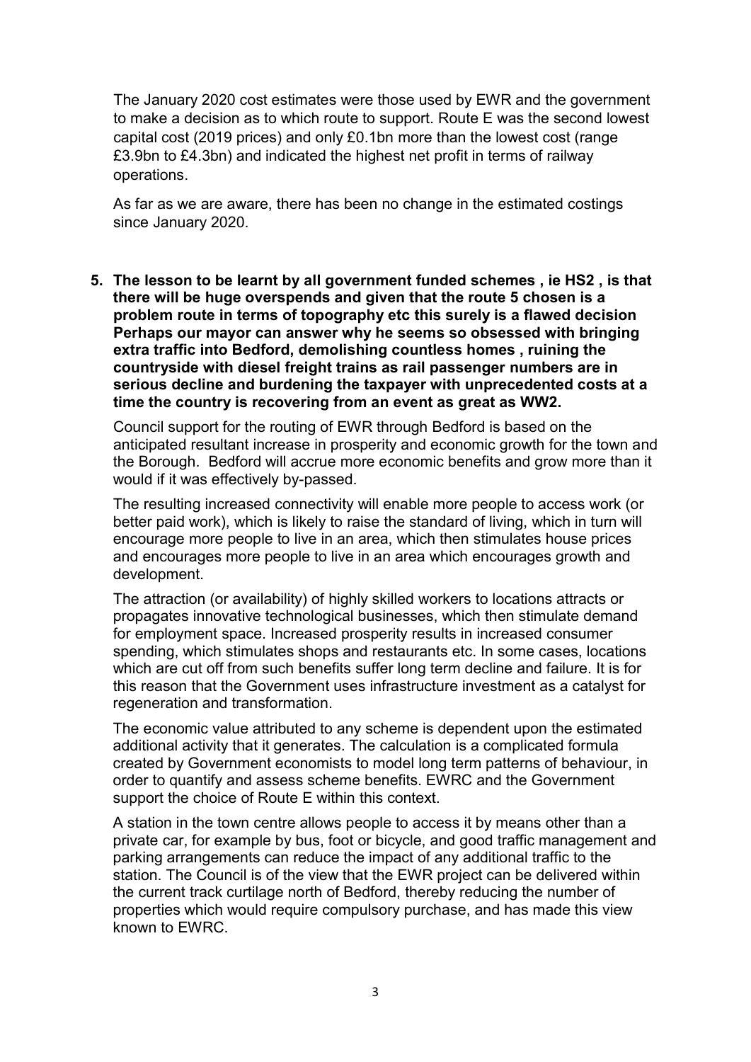The January 2020 cost estimates were those used by EWR and the government to make a decision as to which route to support. Route E was the second lowest capital cost (2019 prices) and only £0.1bn more than the lowest cost (range £3.9bn to £4.3bn) and indicated the highest net profit in terms of railway operations.

As far as we are aware, there has been no change in the estimated costings since January 2020.

5. **The lesson to be learnt by all government funded schemes , ie HS2 , is that there will be huge overspends and given that the route 5 chosen is a problem route in terms of topography etc this surely is a flawed decision Perhaps our mayor can answer why he seems so obsessed with bringing extra traffic into Bedford, demolishing countless homes , ruining the countryside with diesel freight trains as rail passenger numbers are in serious decline and burdening the taxpayer with unprecedented costs at a time the country is recovering from an event as great as WW2.**

   Council support for the routing of EWR through Bedford is based on the anticipated resultant increase in prosperity and economic growth for the town and the Borough. Bedford will accrue more economic benefits and grow more than it would if it was effectively by-passed.

   The resulting increased connectivity will enable more people to access work (or better paid work), which is likely to raise the standard of living, which in turn will encourage more people to live in an area, which then stimulates house prices and encourages more people to live in an area which encourages growth and development.

   The attraction (or availability) of highly skilled workers to locations attracts or propagates innovative technological businesses, which then stimulate demand for employment space. Increased prosperity results in increased consumer spending, which stimulates shops and restaurants etc. In some cases, locations which are cut off from such benefits suffer long term decline and failure. It is for this reason that the Government uses infrastructure investment as a catalyst for regeneration and transformation.

   The economic value attributed to any scheme is dependent upon the estimated additional activity that it generates. The calculation is a complicated formula created by Government economists to model long term patterns of behaviour, in order to quantify and assess scheme benefits. EWRC and the Government support the choice of Route E within this context.

   A station in the town centre allows people to access it by means other than a private car, for example by bus, foot or bicycle, and good traffic management and parking arrangements can reduce the impact of any additional traffic to the station. The Council is of the view that the EWR project can be delivered within the current track curtilage north of Bedford, thereby reducing the number of properties which would require compulsory purchase, and has made this view known to EWRC.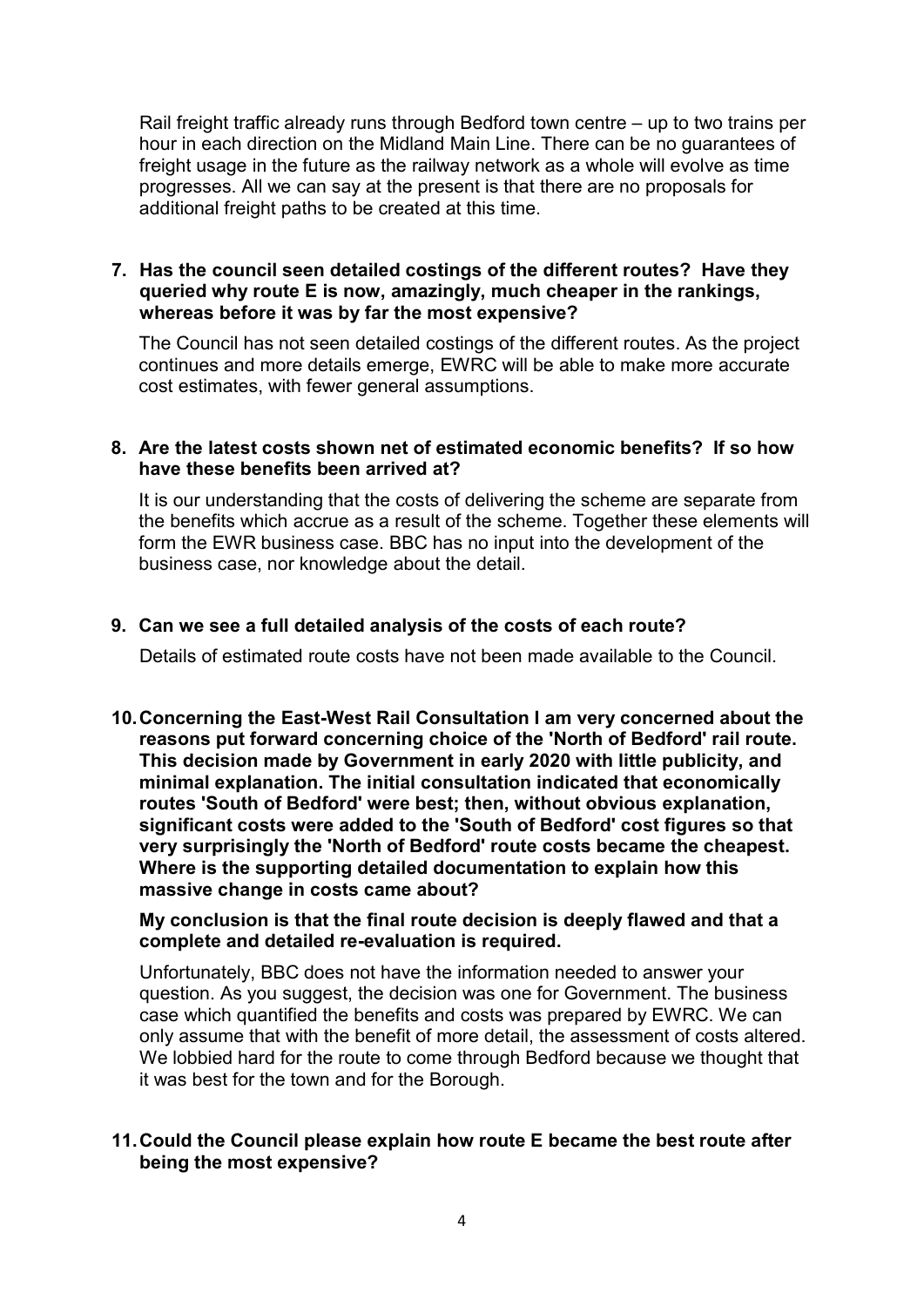Rail freight traffic already runs through Bedford town centre – up to two trains per hour in each direction on the Midland Main Line. There can be no guarantees of freight usage in the future as the railway network as a whole will evolve as time progresses. All we can say at the present is that there are no proposals for additional freight paths to be created at this time.

7. **Has the council seen detailed costings of the different routes? Have they queried why route E is now, amazingly, much cheaper in the rankings, whereas before it was by far the most expensive?**

   The Council has not seen detailed costings of the different routes. As the project continues and more details emerge, EWRC will be able to make more accurate cost estimates, with fewer general assumptions.

8. **Are the latest costs shown net of estimated economic benefits? If so how have these benefits been arrived at?**

   It is our understanding that the costs of delivering the scheme are separate from the benefits which accrue as a result of the scheme. Together these elements will form the EWR business case. BBC has no input into the development of the business case, nor knowledge about the detail.

9. **Can we see a full detailed analysis of the costs of each route?**

   Details of estimated route costs have not been made available to the Council.

10. **Concerning the East-West Rail Consultation I am very concerned about the reasons put forward concerning choice of the 'North of Bedford' rail route. This decision made by Government in early 2020 with little publicity, and minimal explanation. The initial consultation indicated that economically routes 'South of Bedford' were best; then, without obvious explanation, significant costs were added to the 'South of Bedford' cost figures so that very surprisingly the 'North of Bedford' route costs became the cheapest. Where is the supporting detailed documentation to explain how this massive change in costs came about?**

    **My conclusion is that the final route decision is deeply flawed and that a complete and detailed re-evaluation is required.**

    Unfortunately, BBC does not have the information needed to answer your question. As you suggest, the decision was one for Government. The business case which quantified the benefits and costs was prepared by EWRC. We can only assume that with the benefit of more detail, the assessment of costs altered. We lobbied hard for the route to come through Bedford because we thought that it was best for the town and for the Borough.

11. **Could the Council please explain how route E became the best route after being the most expensive?**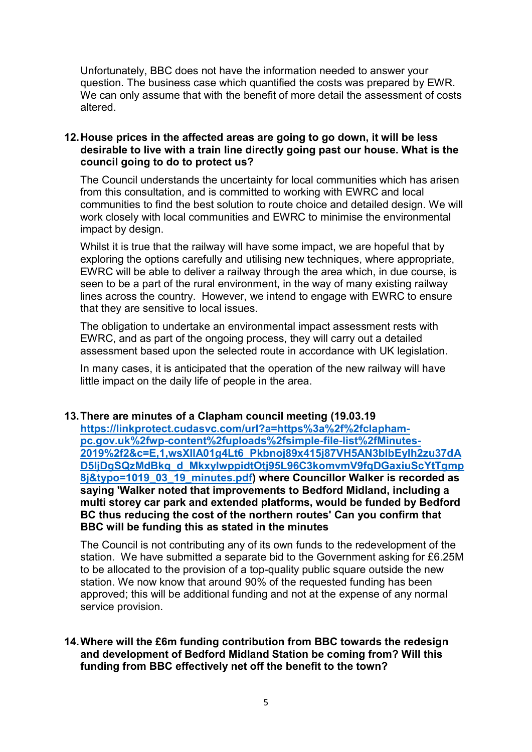Unfortunately, BBC does not have the information needed to answer your question. The business case which quantified the costs was prepared by EWR. We can only assume that with the benefit of more detail the assessment of costs altered.

**12. House prices in the affected areas are going to go down, it will be less desirable to live with a train line directly going past our house. What is the council going to do to protect us?**

The Council understands the uncertainty for local communities which has arisen from this consultation, and is committed to working with EWRC and local communities to find the best solution to route choice and detailed design. We will work closely with local communities and EWRC to minimise the environmental impact by design.

Whilst it is true that the railway will have some impact, we are hopeful that by exploring the options carefully and utilising new techniques, where appropriate, EWRC will be able to deliver a railway through the area which, in due course, is seen to be a part of the rural environment, in the way of many existing railway lines across the country. However, we intend to engage with EWRC to ensure that they are sensitive to local issues.

The obligation to undertake an environmental impact assessment rests with EWRC, and as part of the ongoing process, they will carry out a detailed assessment based upon the selected route in accordance with UK legislation.

In many cases, it is anticipated that the operation of the new railway will have little impact on the daily life of people in the area.

**13. There are minutes of a Clapham council meeting (19.03.19 [https://linkprotect.cudasvc.com/url?a=https%3a%2f%2fclapham-pc.gov.uk%2fwp-content%2fuploads%2fsimple-file-list%2fMinutes-2019%2f2&c=E,1,wsXlIA01g4Lt6_Pkbnoj89x415j87VH5AN3bIbEylh2zu37dAD5ljDgSQzMdBkq_d_MkxylwppidtOtj95L96C3komvmV9fqDGaxiuScYtTgmp8j&typo=1019_03_19_minutes.pdf](https://linkprotect.cudasvc.com/url?a=https%3a%2f%2fclapham-pc.gov.uk%2fwp-content%2fuploads%2fsimple-file-list%2fMinutes-2019%2f2&c=E,1,wsXlIA01g4Lt6_Pkbnoj89x415j87VH5AN3bIbEylh2zu37dAD5ljDgSQzMdBkq_d_MkxylwppidtOtj95L96C3komvmV9fqDGaxiuScYtTgmp8j&typo=1019_03_19_minutes.pdf)) where Councillor Walker is recorded as saying 'Walker noted that improvements to Bedford Midland, including a multi storey car park and extended platforms, would be funded by Bedford BC thus reducing the cost of the northern routes' Can you confirm that BBC will be funding this as stated in the minutes**

The Council is not contributing any of its own funds to the redevelopment of the station. We have submitted a separate bid to the Government asking for £6.25M to be allocated to the provision of a top-quality public square outside the new station. We now know that around 90% of the requested funding has been approved; this will be additional funding and not at the expense of any normal service provision.

**14. Where will the £6m funding contribution from BBC towards the redesign and development of Bedford Midland Station be coming from? Will this funding from BBC effectively net off the benefit to the town?**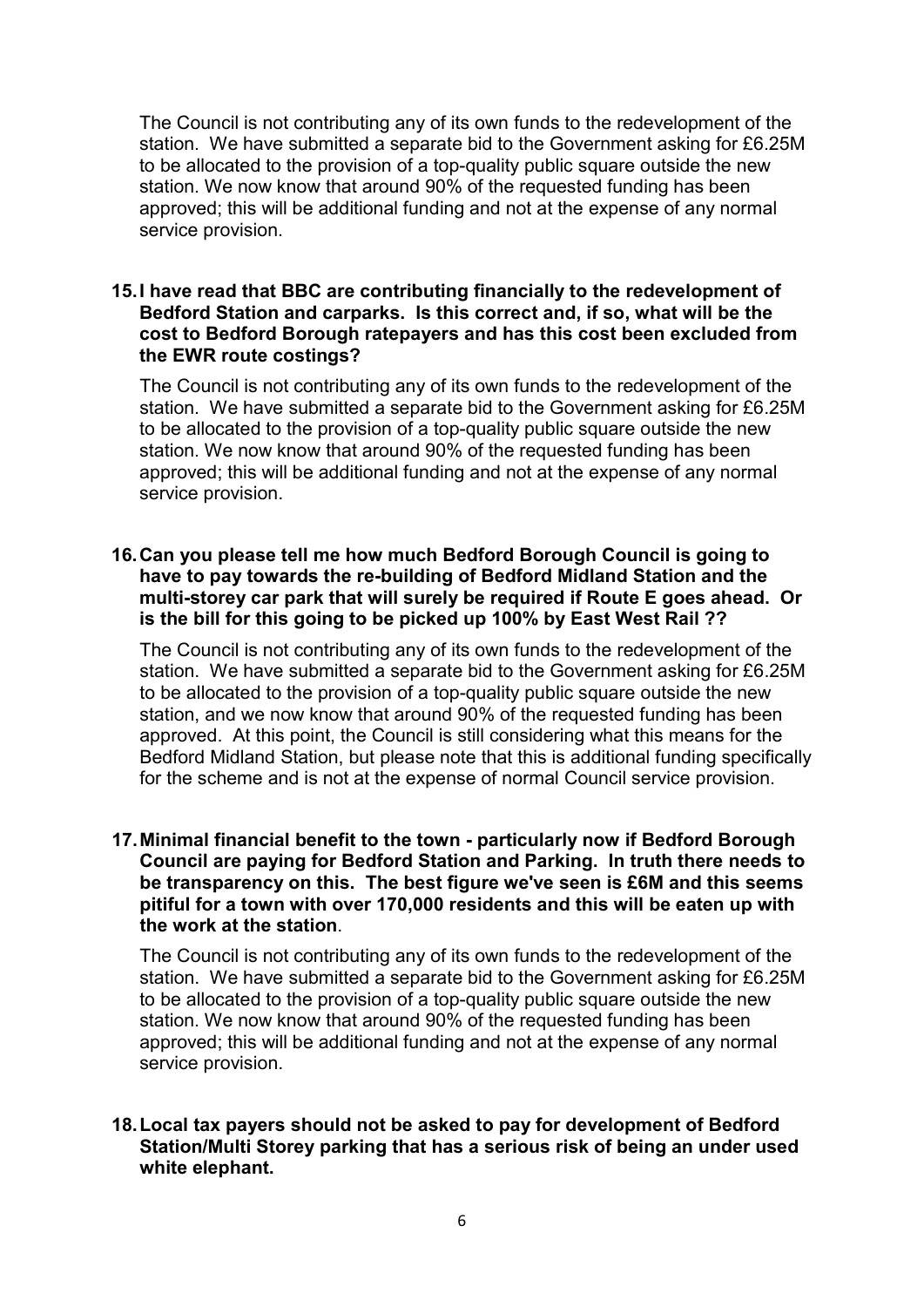The Council is not contributing any of its own funds to the redevelopment of the station. We have submitted a separate bid to the Government asking for £6.25M to be allocated to the provision of a top-quality public square outside the new station. We now know that around 90% of the requested funding has been approved; this will be additional funding and not at the expense of any normal service provision.

**15. I have read that BBC are contributing financially to the redevelopment of Bedford Station and carparks. Is this correct and, if so, what will be the cost to Bedford Borough ratepayers and has this cost been excluded from the EWR route costings?**

The Council is not contributing any of its own funds to the redevelopment of the station. We have submitted a separate bid to the Government asking for £6.25M to be allocated to the provision of a top-quality public square outside the new station. We now know that around 90% of the requested funding has been approved; this will be additional funding and not at the expense of any normal service provision.

**16. Can you please tell me how much Bedford Borough Council is going to have to pay towards the re-building of Bedford Midland Station and the multi-storey car park that will surely be required if Route E goes ahead. Or is the bill for this going to be picked up 100% by East West Rail ??**

The Council is not contributing any of its own funds to the redevelopment of the station. We have submitted a separate bid to the Government asking for £6.25M to be allocated to the provision of a top-quality public square outside the new station, and we now know that around 90% of the requested funding has been approved. At this point, the Council is still considering what this means for the Bedford Midland Station, but please note that this is additional funding specifically for the scheme and is not at the expense of normal Council service provision.

**17. Minimal financial benefit to the town - particularly now if Bedford Borough Council are paying for Bedford Station and Parking. In truth there needs to be transparency on this. The best figure we've seen is £6M and this seems pitiful for a town with over 170,000 residents and this will be eaten up with the work at the station**.

The Council is not contributing any of its own funds to the redevelopment of the station. We have submitted a separate bid to the Government asking for £6.25M to be allocated to the provision of a top-quality public square outside the new station. We now know that around 90% of the requested funding has been approved; this will be additional funding and not at the expense of any normal service provision.

**18. Local tax payers should not be asked to pay for development of Bedford Station/Multi Storey parking that has a serious risk of being an under used white elephant.**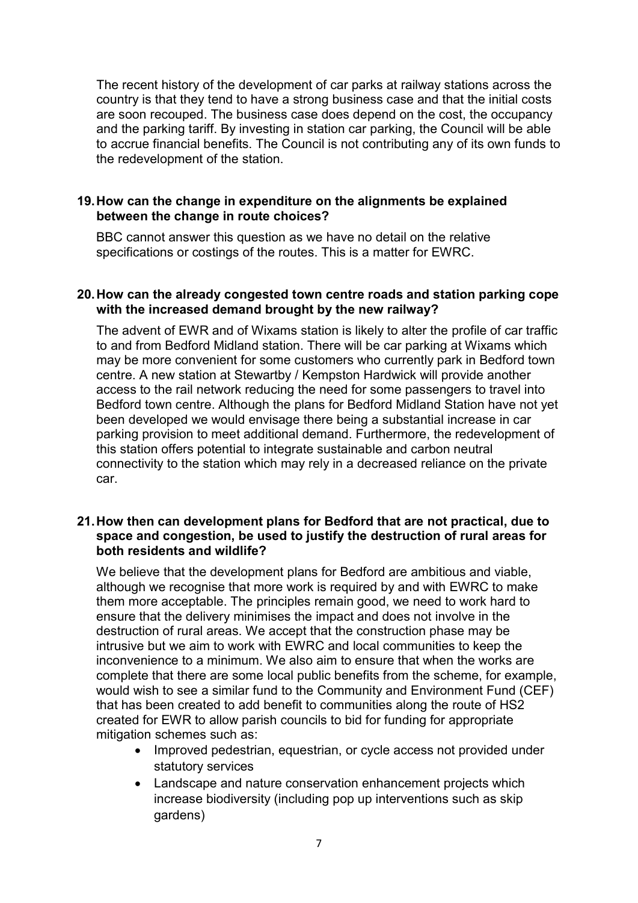The recent history of the development of car parks at railway stations across the country is that they tend to have a strong business case and that the initial costs are soon recouped. The business case does depend on the cost, the occupancy and the parking tariff. By investing in station car parking, the Council will be able to accrue financial benefits. The Council is not contributing any of its own funds to the redevelopment of the station.

**19. How can the change in expenditure on the alignments be explained between the change in route choices?**

BBC cannot answer this question as we have no detail on the relative specifications or costings of the routes. This is a matter for EWRC.

**20. How can the already congested town centre roads and station parking cope with the increased demand brought by the new railway?**

The advent of EWR and of Wixams station is likely to alter the profile of car traffic to and from Bedford Midland station. There will be car parking at Wixams which may be more convenient for some customers who currently park in Bedford town centre. A new station at Stewartby / Kempston Hardwick will provide another access to the rail network reducing the need for some passengers to travel into Bedford town centre. Although the plans for Bedford Midland Station have not yet been developed we would envisage there being a substantial increase in car parking provision to meet additional demand. Furthermore, the redevelopment of this station offers potential to integrate sustainable and carbon neutral connectivity to the station which may rely in a decreased reliance on the private car.

**21. How then can development plans for Bedford that are not practical, due to space and congestion, be used to justify the destruction of rural areas for both residents and wildlife?**

We believe that the development plans for Bedford are ambitious and viable, although we recognise that more work is required by and with EWRC to make them more acceptable. The principles remain good, we need to work hard to ensure that the delivery minimises the impact and does not involve in the destruction of rural areas. We accept that the construction phase may be intrusive but we aim to work with EWRC and local communities to keep the inconvenience to a minimum. We also aim to ensure that when the works are complete that there are some local public benefits from the scheme, for example, would wish to see a similar fund to the Community and Environment Fund (CEF) that has been created to add benefit to communities along the route of HS2 created for EWR to allow parish councils to bid for funding for appropriate mitigation schemes such as:

- Improved pedestrian, equestrian, or cycle access not provided under statutory services
- Landscape and nature conservation enhancement projects which increase biodiversity (including pop up interventions such as skip gardens)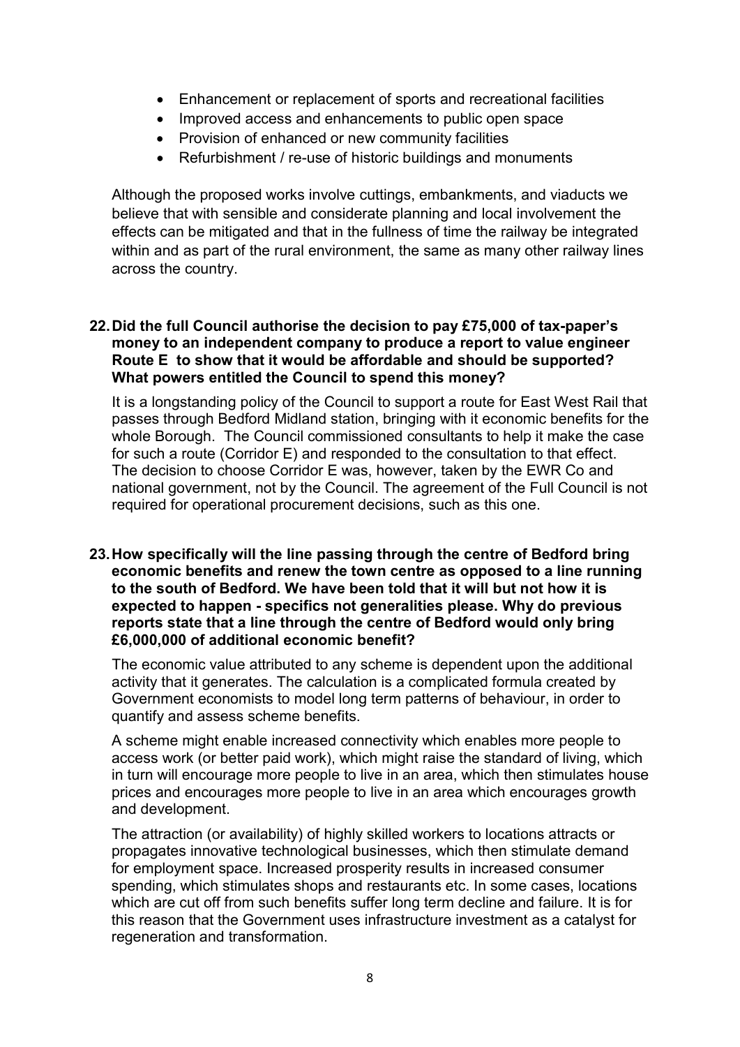- Enhancement or replacement of sports and recreational facilities
- Improved access and enhancements to public open space
- Provision of enhanced or new community facilities
- Refurbishment / re-use of historic buildings and monuments

Although the proposed works involve cuttings, embankments, and viaducts we believe that with sensible and considerate planning and local involvement the effects can be mitigated and that in the fullness of time the railway be integrated within and as part of the rural environment, the same as many other railway lines across the country.

**22. Did the full Council authorise the decision to pay £75,000 of tax-paper's money to an independent company to produce a report to value engineer Route E to show that it would be affordable and should be supported? What powers entitled the Council to spend this money?**

It is a longstanding policy of the Council to support a route for East West Rail that passes through Bedford Midland station, bringing with it economic benefits for the whole Borough. The Council commissioned consultants to help it make the case for such a route (Corridor E) and responded to the consultation to that effect. The decision to choose Corridor E was, however, taken by the EWR Co and national government, not by the Council. The agreement of the Full Council is not required for operational procurement decisions, such as this one.

**23. How specifically will the line passing through the centre of Bedford bring economic benefits and renew the town centre as opposed to a line running to the south of Bedford. We have been told that it will but not how it is expected to happen - specifics not generalities please. Why do previous reports state that a line through the centre of Bedford would only bring £6,000,000 of additional economic benefit?**

The economic value attributed to any scheme is dependent upon the additional activity that it generates. The calculation is a complicated formula created by Government economists to model long term patterns of behaviour, in order to quantify and assess scheme benefits.

A scheme might enable increased connectivity which enables more people to access work (or better paid work), which might raise the standard of living, which in turn will encourage more people to live in an area, which then stimulates house prices and encourages more people to live in an area which encourages growth and development.

The attraction (or availability) of highly skilled workers to locations attracts or propagates innovative technological businesses, which then stimulate demand for employment space. Increased prosperity results in increased consumer spending, which stimulates shops and restaurants etc. In some cases, locations which are cut off from such benefits suffer long term decline and failure. It is for this reason that the Government uses infrastructure investment as a catalyst for regeneration and transformation.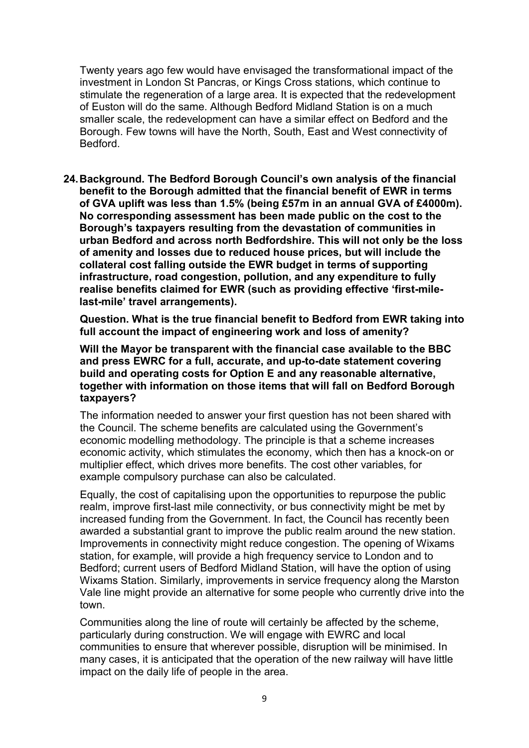Twenty years ago few would have envisaged the transformational impact of the investment in London St Pancras, or Kings Cross stations, which continue to stimulate the regeneration of a large area. It is expected that the redevelopment of Euston will do the same. Although Bedford Midland Station is on a much smaller scale, the redevelopment can have a similar effect on Bedford and the Borough. Few towns will have the North, South, East and West connectivity of Bedford.

24. **Background. The Bedford Borough Council's own analysis of the financial benefit to the Borough admitted that the financial benefit of EWR in terms of GVA uplift was less than 1.5% (being £57m in an annual GVA of £4000m). No corresponding assessment has been made public on the cost to the Borough's taxpayers resulting from the devastation of communities in urban Bedford and across north Bedfordshire. This will not only be the loss of amenity and losses due to reduced house prices, but will include the collateral cost falling outside the EWR budget in terms of supporting infrastructure, road congestion, pollution, and any expenditure to fully realise benefits claimed for EWR (such as providing effective 'first-mile-last-mile' travel arrangements).**

    **Question. What is the true financial benefit to Bedford from EWR taking into full account the impact of engineering work and loss of amenity?**

    **Will the Mayor be transparent with the financial case available to the BBC and press EWRC for a full, accurate, and up-to-date statement covering build and operating costs for Option E and any reasonable alternative, together with information on those items that will fall on Bedford Borough taxpayers?**

    The information needed to answer your first question has not been shared with the Council. The scheme benefits are calculated using the Government's economic modelling methodology. The principle is that a scheme increases economic activity, which stimulates the economy, which then has a knock-on or multiplier effect, which drives more benefits. The cost other variables, for example compulsory purchase can also be calculated.

    Equally, the cost of capitalising upon the opportunities to repurpose the public realm, improve first-last mile connectivity, or bus connectivity might be met by increased funding from the Government. In fact, the Council has recently been awarded a substantial grant to improve the public realm around the new station. Improvements in connectivity might reduce congestion. The opening of Wixams station, for example, will provide a high frequency service to London and to Bedford; current users of Bedford Midland Station, will have the option of using Wixams Station. Similarly, improvements in service frequency along the Marston Vale line might provide an alternative for some people who currently drive into the town.

    Communities along the line of route will certainly be affected by the scheme, particularly during construction. We will engage with EWRC and local communities to ensure that wherever possible, disruption will be minimised. In many cases, it is anticipated that the operation of the new railway will have little impact on the daily life of people in the area.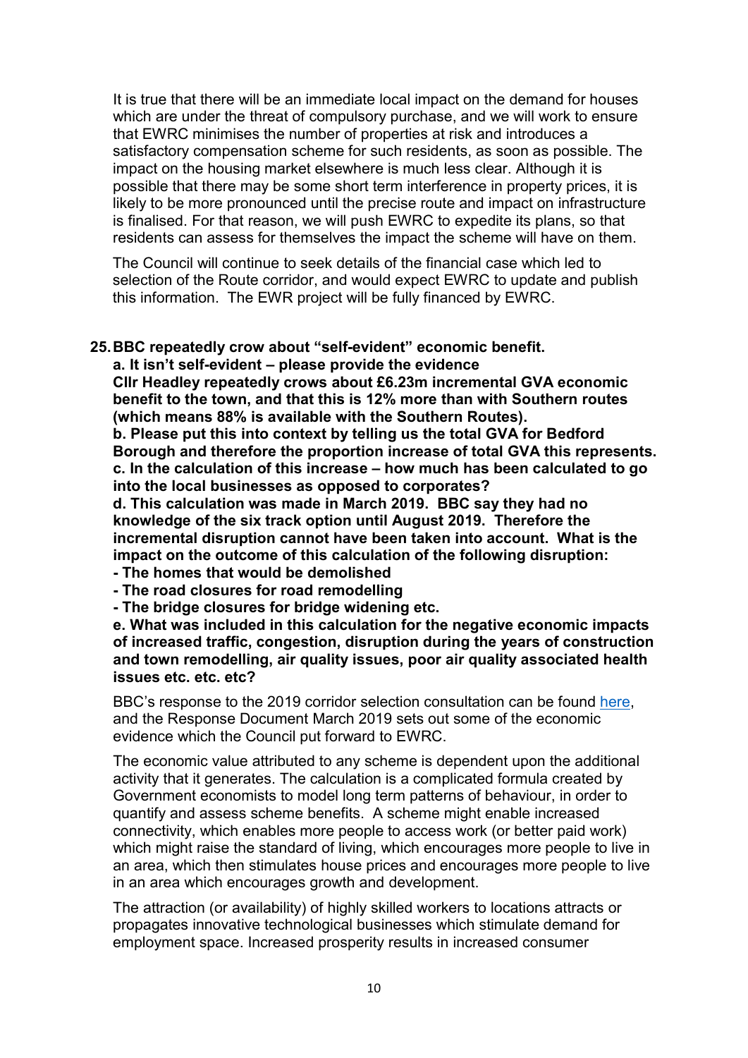It is true that there will be an immediate local impact on the demand for houses which are under the threat of compulsory purchase, and we will work to ensure that EWRC minimises the number of properties at risk and introduces a satisfactory compensation scheme for such residents, as soon as possible. The impact on the housing market elsewhere is much less clear. Although it is possible that there may be some short term interference in property prices, it is likely to be more pronounced until the precise route and impact on infrastructure is finalised. For that reason, we will push EWRC to expedite its plans, so that residents can assess for themselves the impact the scheme will have on them.

The Council will continue to seek details of the financial case which led to selection of the Route corridor, and would expect EWRC to update and publish this information. The EWR project will be fully financed by EWRC.

**25. BBC repeatedly crow about "self-evident" economic benefit.**

**a. It isn't self-evident – please provide the evidence**

**Cllr Headley repeatedly crows about £6.23m incremental GVA economic benefit to the town, and that this is 12% more than with Southern routes (which means 88% is available with the Southern Routes).**

**b. Please put this into context by telling us the total GVA for Bedford Borough and therefore the proportion increase of total GVA this represents.**

**c. In the calculation of this increase – how much has been calculated to go into the local businesses as opposed to corporates?**

**d. This calculation was made in March 2019. BBC say they had no knowledge of the six track option until August 2019. Therefore the incremental disruption cannot have been taken into account. What is the impact on the outcome of this calculation of the following disruption:**

**- The homes that would be demolished**

**- The road closures for road remodelling**

**- The bridge closures for bridge widening etc.**

**e. What was included in this calculation for the negative economic impacts of increased traffic, congestion, disruption during the years of construction and town remodelling, air quality issues, poor air quality associated health issues etc. etc. etc?**

BBC's response to the 2019 corridor selection consultation can be found [here](), and the Response Document March 2019 sets out some of the economic evidence which the Council put forward to EWRC.

The economic value attributed to any scheme is dependent upon the additional activity that it generates. The calculation is a complicated formula created by Government economists to model long term patterns of behaviour, in order to quantify and assess scheme benefits. A scheme might enable increased connectivity, which enables more people to access work (or better paid work) which might raise the standard of living, which encourages more people to live in an area, which then stimulates house prices and encourages more people to live in an area which encourages growth and development.

The attraction (or availability) of highly skilled workers to locations attracts or propagates innovative technological businesses which stimulate demand for employment space. Increased prosperity results in increased consumer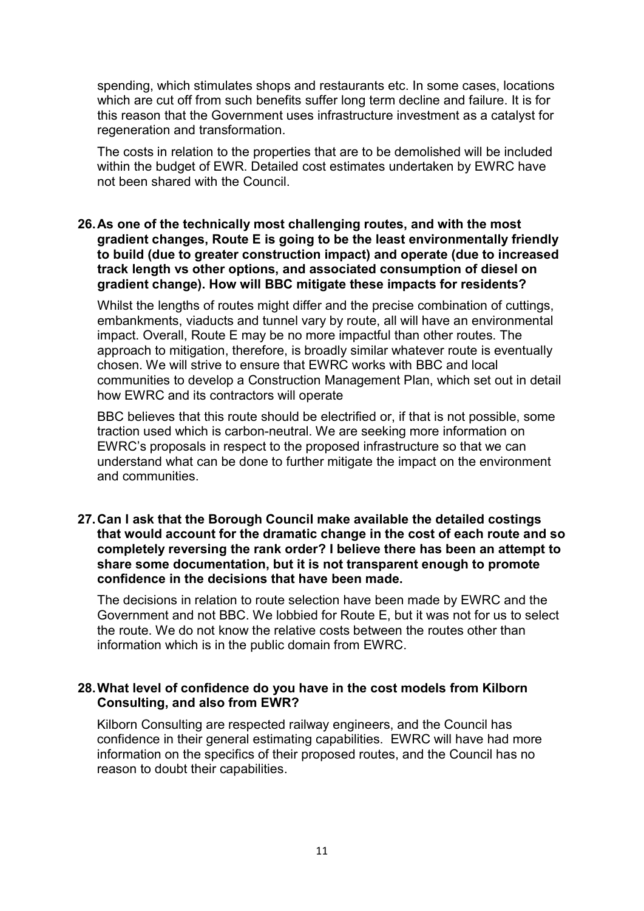spending, which stimulates shops and restaurants etc. In some cases, locations which are cut off from such benefits suffer long term decline and failure. It is for this reason that the Government uses infrastructure investment as a catalyst for regeneration and transformation.

The costs in relation to the properties that are to be demolished will be included within the budget of EWR. Detailed cost estimates undertaken by EWRC have not been shared with the Council.

**26. As one of the technically most challenging routes, and with the most gradient changes, Route E is going to be the least environmentally friendly to build (due to greater construction impact) and operate (due to increased track length vs other options, and associated consumption of diesel on gradient change). How will BBC mitigate these impacts for residents?**

Whilst the lengths of routes might differ and the precise combination of cuttings, embankments, viaducts and tunnel vary by route, all will have an environmental impact. Overall, Route E may be no more impactful than other routes. The approach to mitigation, therefore, is broadly similar whatever route is eventually chosen. We will strive to ensure that EWRC works with BBC and local communities to develop a Construction Management Plan, which set out in detail how EWRC and its contractors will operate

BBC believes that this route should be electrified or, if that is not possible, some traction used which is carbon-neutral. We are seeking more information on EWRC's proposals in respect to the proposed infrastructure so that we can understand what can be done to further mitigate the impact on the environment and communities.

**27. Can I ask that the Borough Council make available the detailed costings that would account for the dramatic change in the cost of each route and so completely reversing the rank order? I believe there has been an attempt to share some documentation, but it is not transparent enough to promote confidence in the decisions that have been made.**

The decisions in relation to route selection have been made by EWRC and the Government and not BBC. We lobbied for Route E, but it was not for us to select the route. We do not know the relative costs between the routes other than information which is in the public domain from EWRC.

**28. What level of confidence do you have in the cost models from Kilborn Consulting, and also from EWR?**

Kilborn Consulting are respected railway engineers, and the Council has confidence in their general estimating capabilities. EWRC will have had more information on the specifics of their proposed routes, and the Council has no reason to doubt their capabilities.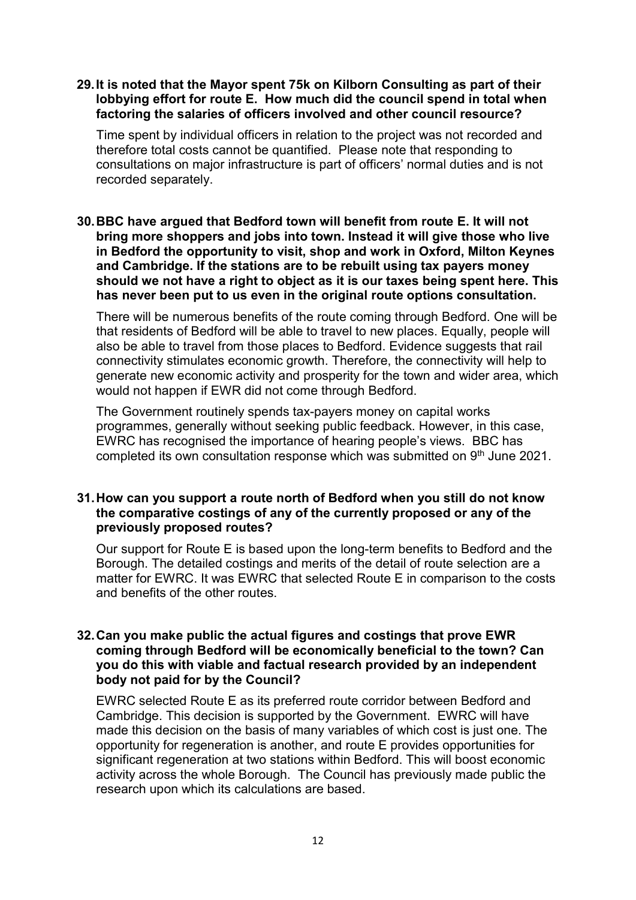**29. It is noted that the Mayor spent 75k on Kilborn Consulting as part of their lobbying effort for route E. How much did the council spend in total when factoring the salaries of officers involved and other council resource?**

Time spent by individual officers in relation to the project was not recorded and therefore total costs cannot be quantified. Please note that responding to consultations on major infrastructure is part of officers' normal duties and is not recorded separately.

**30. BBC have argued that Bedford town will benefit from route E. It will not bring more shoppers and jobs into town. Instead it will give those who live in Bedford the opportunity to visit, shop and work in Oxford, Milton Keynes and Cambridge. If the stations are to be rebuilt using tax payers money should we not have a right to object as it is our taxes being spent here. This has never been put to us even in the original route options consultation.**

There will be numerous benefits of the route coming through Bedford. One will be that residents of Bedford will be able to travel to new places. Equally, people will also be able to travel from those places to Bedford. Evidence suggests that rail connectivity stimulates economic growth. Therefore, the connectivity will help to generate new economic activity and prosperity for the town and wider area, which would not happen if EWR did not come through Bedford.

The Government routinely spends tax-payers money on capital works programmes, generally without seeking public feedback. However, in this case, EWRC has recognised the importance of hearing people's views. BBC has completed its own consultation response which was submitted on 9th June 2021.

**31. How can you support a route north of Bedford when you still do not know the comparative costings of any of the currently proposed or any of the previously proposed routes?**

Our support for Route E is based upon the long-term benefits to Bedford and the Borough. The detailed costings and merits of the detail of route selection are a matter for EWRC. It was EWRC that selected Route E in comparison to the costs and benefits of the other routes.

**32. Can you make public the actual figures and costings that prove EWR coming through Bedford will be economically beneficial to the town? Can you do this with viable and factual research provided by an independent body not paid for by the Council?**

EWRC selected Route E as its preferred route corridor between Bedford and Cambridge. This decision is supported by the Government. EWRC will have made this decision on the basis of many variables of which cost is just one. The opportunity for regeneration is another, and route E provides opportunities for significant regeneration at two stations within Bedford. This will boost economic activity across the whole Borough. The Council has previously made public the research upon which its calculations are based.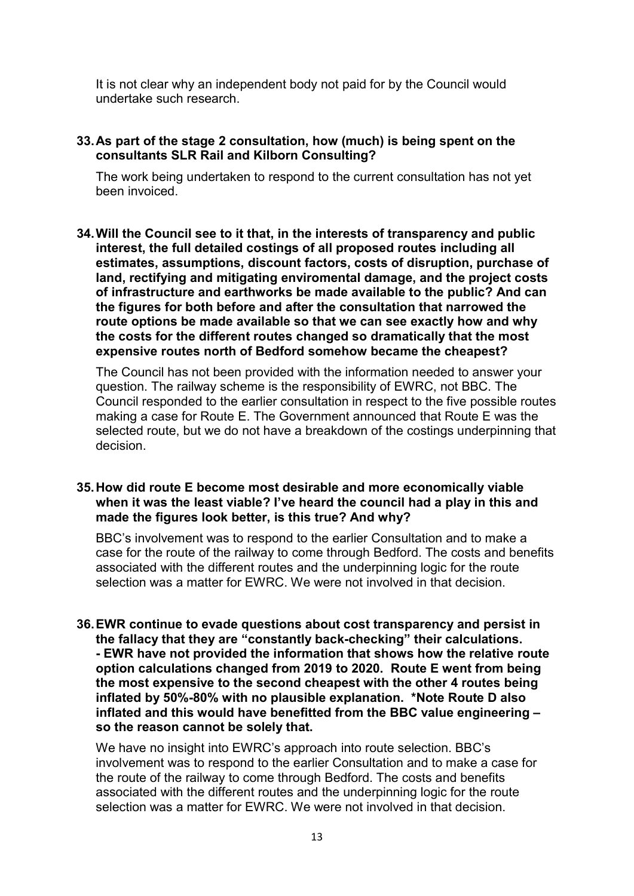It is not clear why an independent body not paid for by the Council would undertake such research.

**33. As part of the stage 2 consultation, how (much) is being spent on the consultants SLR Rail and Kilborn Consulting?**

The work being undertaken to respond to the current consultation has not yet been invoiced.

**34. Will the Council see to it that, in the interests of transparency and public interest, the full detailed costings of all proposed routes including all estimates, assumptions, discount factors, costs of disruption, purchase of land, rectifying and mitigating enviromental damage, and the project costs of infrastructure and earthworks be made available to the public? And can the figures for both before and after the consultation that narrowed the route options be made available so that we can see exactly how and why the costs for the different routes changed so dramatically that the most expensive routes north of Bedford somehow became the cheapest?**

The Council has not been provided with the information needed to answer your question. The railway scheme is the responsibility of EWRC, not BBC. The Council responded to the earlier consultation in respect to the five possible routes making a case for Route E. The Government announced that Route E was the selected route, but we do not have a breakdown of the costings underpinning that decision.

**35. How did route E become most desirable and more economically viable when it was the least viable? I've heard the council had a play in this and made the figures look better, is this true? And why?**

BBC's involvement was to respond to the earlier Consultation and to make a case for the route of the railway to come through Bedford. The costs and benefits associated with the different routes and the underpinning logic for the route selection was a matter for EWRC. We were not involved in that decision.

**36. EWR continue to evade questions about cost transparency and persist in the fallacy that they are "constantly back-checking" their calculations.**
**- EWR have not provided the information that shows how the relative route option calculations changed from 2019 to 2020. Route E went from being the most expensive to the second cheapest with the other 4 routes being inflated by 50%-80% with no plausible explanation. *Note Route D also inflated and this would have benefitted from the BBC value engineering – so the reason cannot be solely that.**

We have no insight into EWRC's approach into route selection. BBC's involvement was to respond to the earlier Consultation and to make a case for the route of the railway to come through Bedford. The costs and benefits associated with the different routes and the underpinning logic for the route selection was a matter for EWRC. We were not involved in that decision.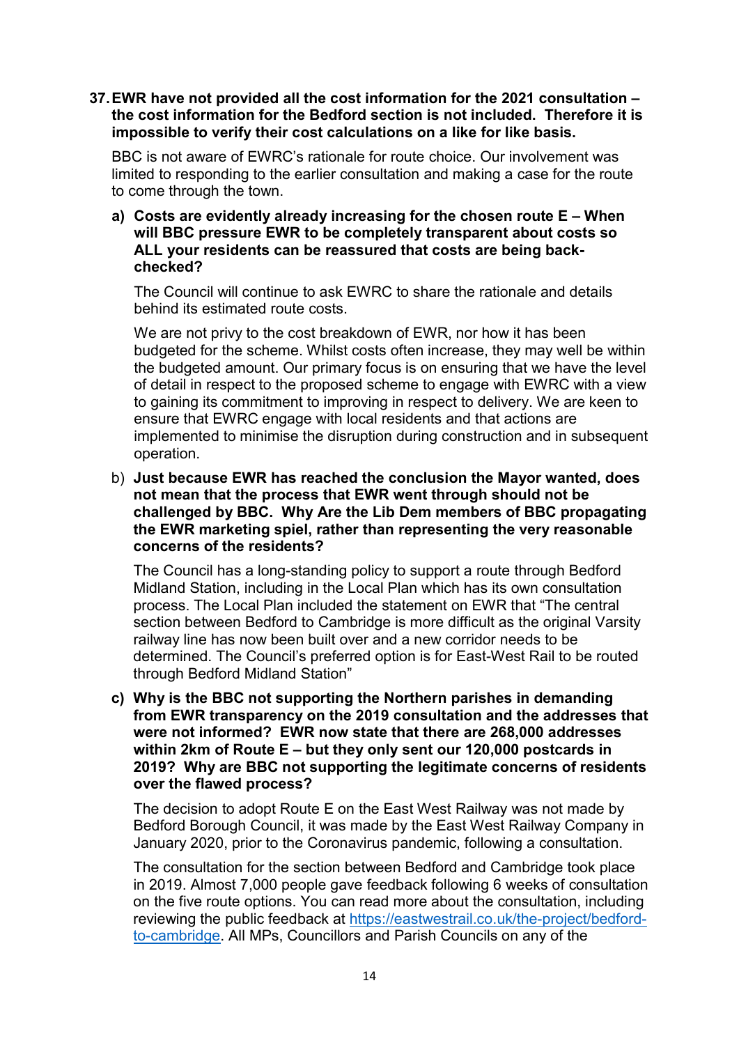**37. EWR have not provided all the cost information for the 2021 consultation – the cost information for the Bedford section is not included. Therefore it is impossible to verify their cost calculations on a like for like basis.**

BBC is not aware of EWRC's rationale for route choice. Our involvement was limited to responding to the earlier consultation and making a case for the route to come through the town.

**a) Costs are evidently already increasing for the chosen route E – When will BBC pressure EWR to be completely transparent about costs so ALL your residents can be reassured that costs are being back-checked?**

The Council will continue to ask EWRC to share the rationale and details behind its estimated route costs.

We are not privy to the cost breakdown of EWR, nor how it has been budgeted for the scheme. Whilst costs often increase, they may well be within the budgeted amount. Our primary focus is on ensuring that we have the level of detail in respect to the proposed scheme to engage with EWRC with a view to gaining its commitment to improving in respect to delivery. We are keen to ensure that EWRC engage with local residents and that actions are implemented to minimise the disruption during construction and in subsequent operation.

b) **Just because EWR has reached the conclusion the Mayor wanted, does not mean that the process that EWR went through should not be challenged by BBC. Why Are the Lib Dem members of BBC propagating the EWR marketing spiel, rather than representing the very reasonable concerns of the residents?**

The Council has a long-standing policy to support a route through Bedford Midland Station, including in the Local Plan which has its own consultation process. The Local Plan included the statement on EWR that "The central section between Bedford to Cambridge is more difficult as the original Varsity railway line has now been built over and a new corridor needs to be determined. The Council's preferred option is for East-West Rail to be routed through Bedford Midland Station"

c) **Why is the BBC not supporting the Northern parishes in demanding from EWR transparency on the 2019 consultation and the addresses that were not informed? EWR now state that there are 268,000 addresses within 2km of Route E – but they only sent our 120,000 postcards in 2019? Why are BBC not supporting the legitimate concerns of residents over the flawed process?**

The decision to adopt Route E on the East West Railway was not made by Bedford Borough Council, it was made by the East West Railway Company in January 2020, prior to the Coronavirus pandemic, following a consultation.

The consultation for the section between Bedford and Cambridge took place in 2019. Almost 7,000 people gave feedback following 6 weeks of consultation on the five route options. You can read more about the consultation, including reviewing the public feedback at [https://eastwestrail.co.uk/the-project/bedford-to-cambridge](https://eastwestrail.co.uk/the-project/bedford-to-cambridge). All MPs, Councillors and Parish Councils on any of the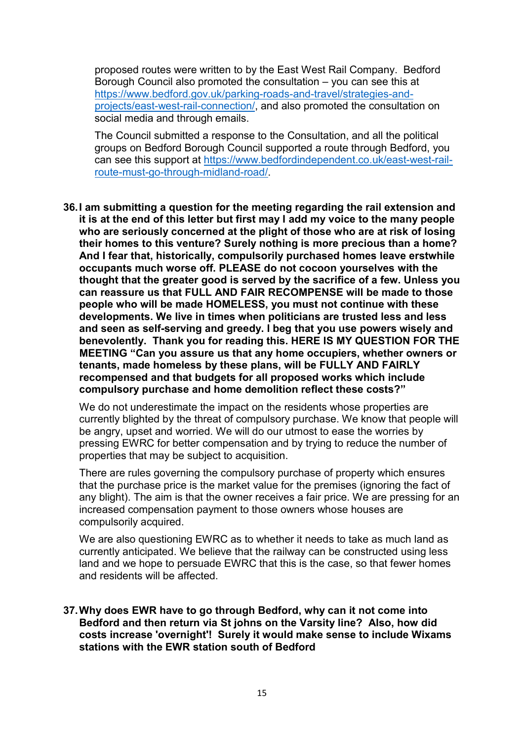proposed routes were written to by the East West Rail Company. Bedford Borough Council also promoted the consultation – you can see this at [https://www.bedford.gov.uk/parking-roads-and-travel/strategies-and-projects/east-west-rail-connection/](https://www.bedford.gov.uk/parking-roads-and-travel/strategies-and-projects/east-west-rail-connection/), and also promoted the consultation on social media and through emails.

The Council submitted a response to the Consultation, and all the political groups on Bedford Borough Council supported a route through Bedford, you can see this support at [https://www.bedfordindependent.co.uk/east-west-rail-route-must-go-through-midland-road/](https://www.bedfordindependent.co.uk/east-west-rail-route-must-go-through-midland-road/).

36. **I am submitting a question for the meeting regarding the rail extension and it is at the end of this letter but first may I add my voice to the many people who are seriously concerned at the plight of those who are at risk of losing their homes to this venture? Surely nothing is more precious than a home? And I fear that, historically, compulsorily purchased homes leave erstwhile occupants much worse off. PLEASE do not cocoon yourselves with the thought that the greater good is served by the sacrifice of a few. Unless you can reassure us that FULL AND FAIR RECOMPENSE will be made to those people who will be made HOMELESS, you must not continue with these developments. We live in times when politicians are trusted less and less and seen as self-serving and greedy. I beg that you use powers wisely and benevolently. Thank you for reading this. HERE IS MY QUESTION FOR THE MEETING "Can you assure us that any home occupiers, whether owners or tenants, made homeless by these plans, will be FULLY AND FAIRLY recompensed and that budgets for all proposed works which include compulsory purchase and home demolition reflect these costs?"**

    We do not underestimate the impact on the residents whose properties are currently blighted by the threat of compulsory purchase. We know that people will be angry, upset and worried. We will do our utmost to ease the worries by pressing EWRC for better compensation and by trying to reduce the number of properties that may be subject to acquisition.

    There are rules governing the compulsory purchase of property which ensures that the purchase price is the market value for the premises (ignoring the fact of any blight). The aim is that the owner receives a fair price. We are pressing for an increased compensation payment to those owners whose houses are compulsorily acquired.

    We are also questioning EWRC as to whether it needs to take as much land as currently anticipated. We believe that the railway can be constructed using less land and we hope to persuade EWRC that this is the case, so that fewer homes and residents will be affected.

37. **Why does EWR have to go through Bedford, why can it not come into Bedford and then return via St johns on the Varsity line? Also, how did costs increase 'overnight'! Surely it would make sense to include Wixams stations with the EWR station south of Bedford**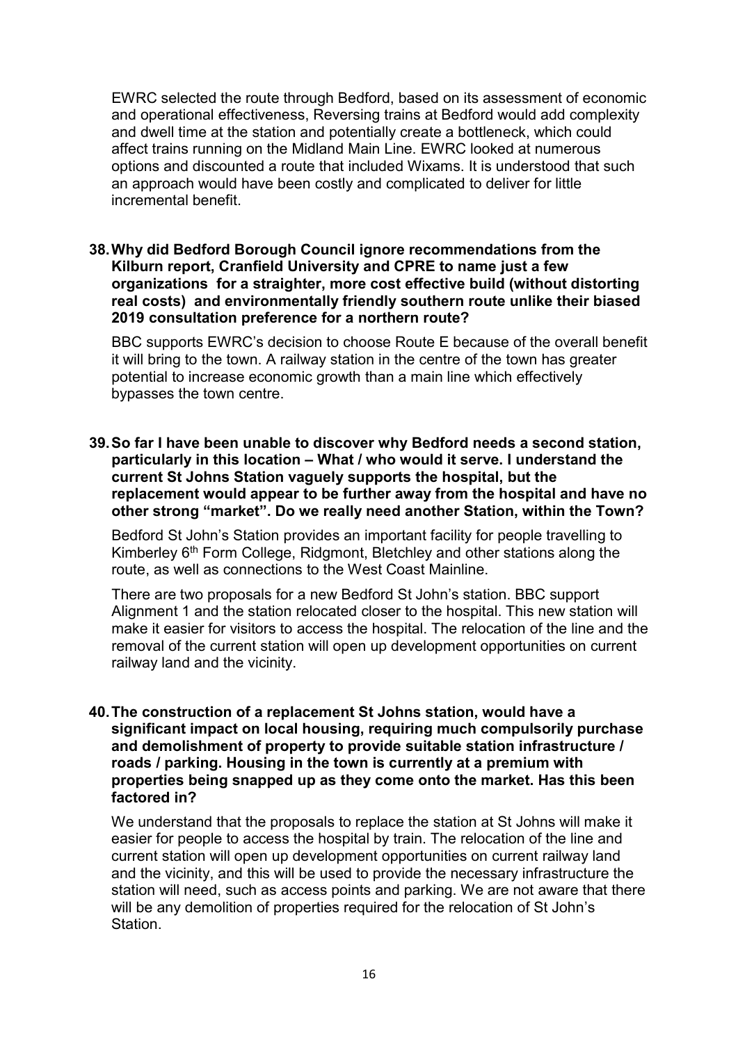EWRC selected the route through Bedford, based on its assessment of economic and operational effectiveness, Reversing trains at Bedford would add complexity and dwell time at the station and potentially create a bottleneck, which could affect trains running on the Midland Main Line. EWRC looked at numerous options and discounted a route that included Wixams. It is understood that such an approach would have been costly and complicated to deliver for little incremental benefit.

**38. Why did Bedford Borough Council ignore recommendations from the Kilburn report, Cranfield University and CPRE to name just a few organizations for a straighter, more cost effective build (without distorting real costs) and environmentally friendly southern route unlike their biased 2019 consultation preference for a northern route?**

BBC supports EWRC's decision to choose Route E because of the overall benefit it will bring to the town. A railway station in the centre of the town has greater potential to increase economic growth than a main line which effectively bypasses the town centre.

**39. So far I have been unable to discover why Bedford needs a second station, particularly in this location – What / who would it serve. I understand the current St Johns Station vaguely supports the hospital, but the replacement would appear to be further away from the hospital and have no other strong "market". Do we really need another Station, within the Town?**

Bedford St John's Station provides an important facility for people travelling to Kimberley 6th Form College, Ridgmont, Bletchley and other stations along the route, as well as connections to the West Coast Mainline.

There are two proposals for a new Bedford St John's station. BBC support Alignment 1 and the station relocated closer to the hospital. This new station will make it easier for visitors to access the hospital. The relocation of the line and the removal of the current station will open up development opportunities on current railway land and the vicinity.

**40. The construction of a replacement St Johns station, would have a significant impact on local housing, requiring much compulsorily purchase and demolishment of property to provide suitable station infrastructure / roads / parking. Housing in the town is currently at a premium with properties being snapped up as they come onto the market. Has this been factored in?**

We understand that the proposals to replace the station at St Johns will make it easier for people to access the hospital by train. The relocation of the line and current station will open up development opportunities on current railway land and the vicinity, and this will be used to provide the necessary infrastructure the station will need, such as access points and parking. We are not aware that there will be any demolition of properties required for the relocation of St John's Station.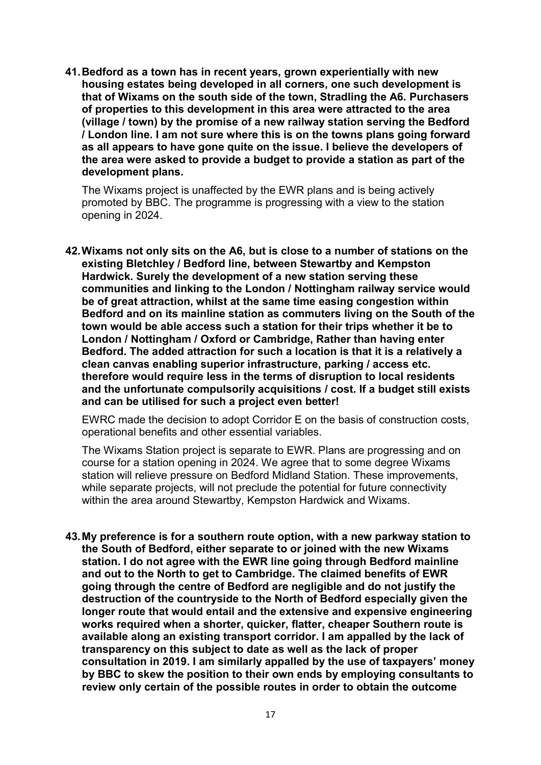41. **Bedford as a town has in recent years, grown experientially with new housing estates being developed in all corners, one such development is that of Wixams on the south side of the town, Stradling the A6. Purchasers of properties to this development in this area were attracted to the area (village / town) by the promise of a new railway station serving the Bedford / London line. I am not sure where this is on the towns plans going forward as all appears to have gone quite on the issue. I believe the developers of the area were asked to provide a budget to provide a station as part of the development plans.**

    The Wixams project is unaffected by the EWR plans and is being actively promoted by BBC. The programme is progressing with a view to the station opening in 2024.

42. **Wixams not only sits on the A6, but is close to a number of stations on the existing Bletchley / Bedford line, between Stewartby and Kempston Hardwick. Surely the development of a new station serving these communities and linking to the London / Nottingham railway service would be of great attraction, whilst at the same time easing congestion within Bedford and on its mainline station as commuters living on the South of the town would be able access such a station for their trips whether it be to London / Nottingham / Oxford or Cambridge, Rather than having enter Bedford. The added attraction for such a location is that it is a relatively a clean canvas enabling superior infrastructure, parking / access etc. therefore would require less in the terms of disruption to local residents and the unfortunate compulsorily acquisitions / cost. If a budget still exists and can be utilised for such a project even better!**

    EWRC made the decision to adopt Corridor E on the basis of construction costs, operational benefits and other essential variables.

    The Wixams Station project is separate to EWR. Plans are progressing and on course for a station opening in 2024. We agree that to some degree Wixams station will relieve pressure on Bedford Midland Station. These improvements, while separate projects, will not preclude the potential for future connectivity within the area around Stewartby, Kempston Hardwick and Wixams.

43. **My preference is for a southern route option, with a new parkway station to the South of Bedford, either separate to or joined with the new Wixams station. I do not agree with the EWR line going through Bedford mainline and out to the North to get to Cambridge. The claimed benefits of EWR going through the centre of Bedford are negligible and do not justify the destruction of the countryside to the North of Bedford especially given the longer route that would entail and the extensive and expensive engineering works required when a shorter, quicker, flatter, cheaper Southern route is available along an existing transport corridor. I am appalled by the lack of transparency on this subject to date as well as the lack of proper consultation in 2019. I am similarly appalled by the use of taxpayers' money by BBC to skew the position to their own ends by employing consultants to review only certain of the possible routes in order to obtain the outcome**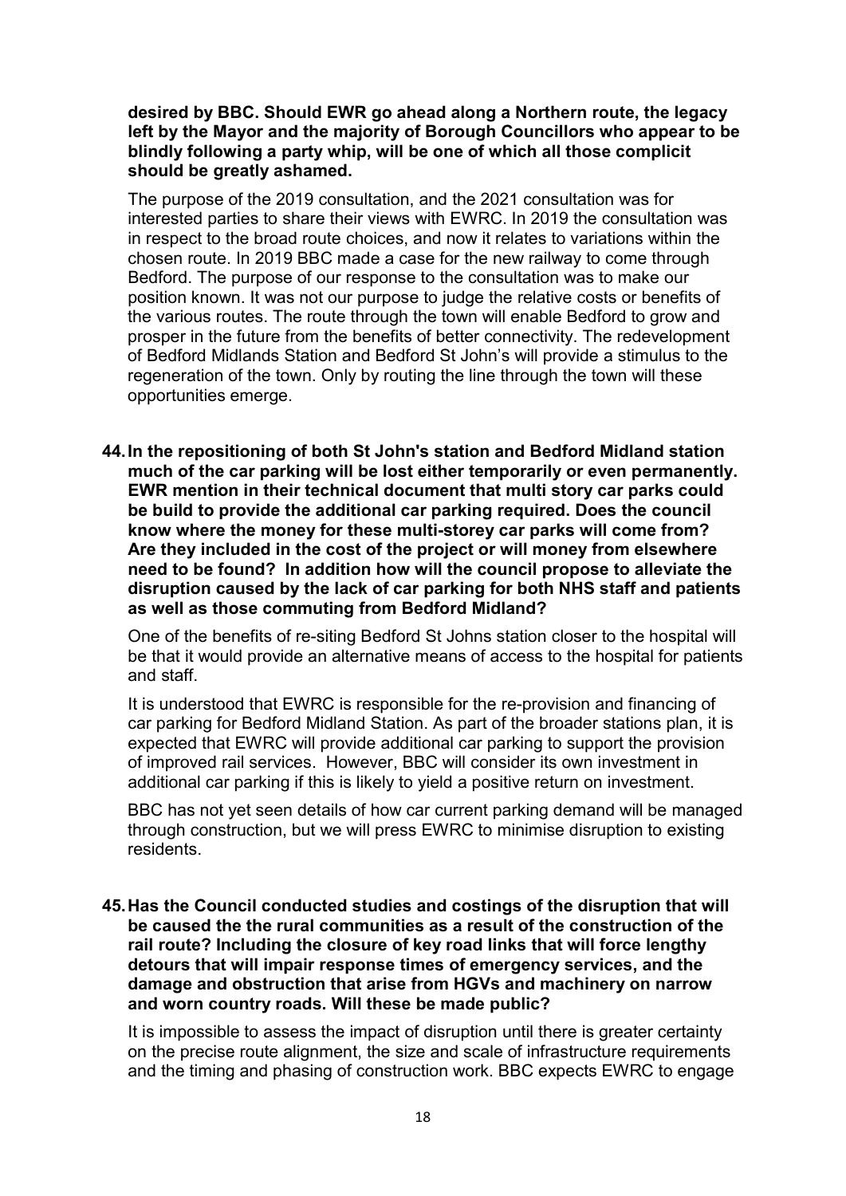**desired by BBC. Should EWR go ahead along a Northern route, the legacy left by the Mayor and the majority of Borough Councillors who appear to be blindly following a party whip, will be one of which all those complicit should be greatly ashamed.**

The purpose of the 2019 consultation, and the 2021 consultation was for interested parties to share their views with EWRC. In 2019 the consultation was in respect to the broad route choices, and now it relates to variations within the chosen route. In 2019 BBC made a case for the new railway to come through Bedford. The purpose of our response to the consultation was to make our position known. It was not our purpose to judge the relative costs or benefits of the various routes. The route through the town will enable Bedford to grow and prosper in the future from the benefits of better connectivity. The redevelopment of Bedford Midlands Station and Bedford St John's will provide a stimulus to the regeneration of the town. Only by routing the line through the town will these opportunities emerge.

**44. In the repositioning of both St John's station and Bedford Midland station much of the car parking will be lost either temporarily or even permanently. EWR mention in their technical document that multi story car parks could be build to provide the additional car parking required. Does the council know where the money for these multi-storey car parks will come from? Are they included in the cost of the project or will money from elsewhere need to be found? In addition how will the council propose to alleviate the disruption caused by the lack of car parking for both NHS staff and patients as well as those commuting from Bedford Midland?**

One of the benefits of re-siting Bedford St Johns station closer to the hospital will be that it would provide an alternative means of access to the hospital for patients and staff.

It is understood that EWRC is responsible for the re-provision and financing of car parking for Bedford Midland Station. As part of the broader stations plan, it is expected that EWRC will provide additional car parking to support the provision of improved rail services. However, BBC will consider its own investment in additional car parking if this is likely to yield a positive return on investment.

BBC has not yet seen details of how car current parking demand will be managed through construction, but we will press EWRC to minimise disruption to existing residents.

**45. Has the Council conducted studies and costings of the disruption that will be caused the the rural communities as a result of the construction of the rail route? Including the closure of key road links that will force lengthy detours that will impair response times of emergency services, and the damage and obstruction that arise from HGVs and machinery on narrow and worn country roads. Will these be made public?**

It is impossible to assess the impact of disruption until there is greater certainty on the precise route alignment, the size and scale of infrastructure requirements and the timing and phasing of construction work. BBC expects EWRC to engage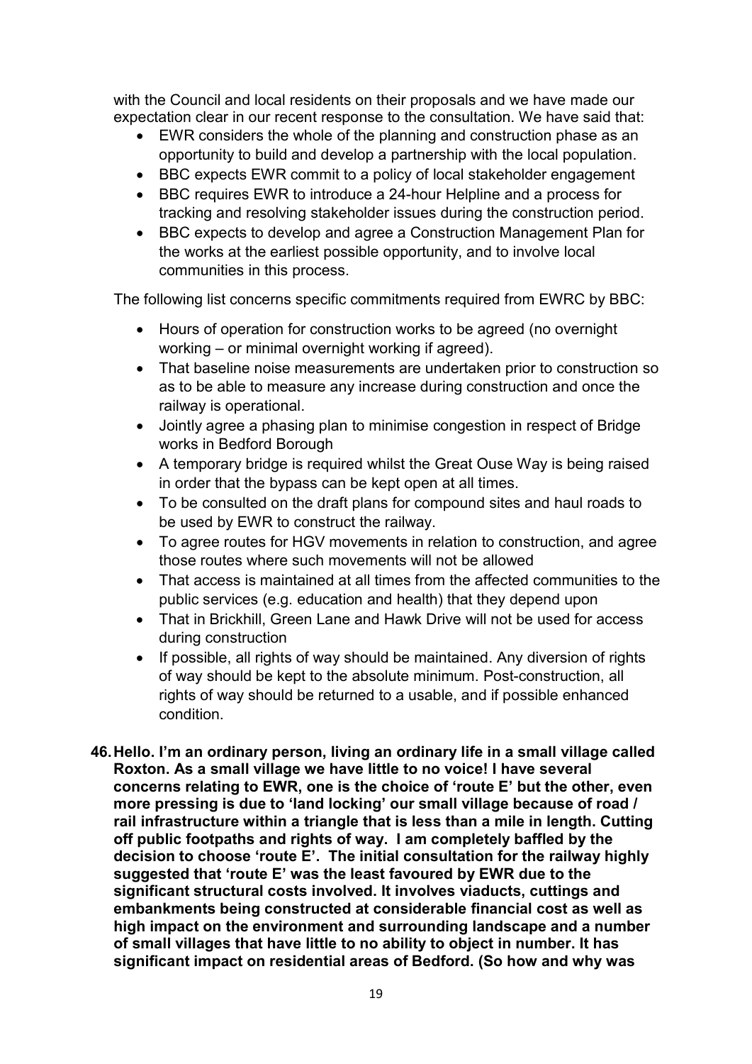with the Council and local residents on their proposals and we have made our expectation clear in our recent response to the consultation. We have said that:

- EWR considers the whole of the planning and construction phase as an opportunity to build and develop a partnership with the local population.
- BBC expects EWR commit to a policy of local stakeholder engagement
- BBC requires EWR to introduce a 24-hour Helpline and a process for tracking and resolving stakeholder issues during the construction period.
- BBC expects to develop and agree a Construction Management Plan for the works at the earliest possible opportunity, and to involve local communities in this process.

The following list concerns specific commitments required from EWRC by BBC:

- Hours of operation for construction works to be agreed (no overnight working – or minimal overnight working if agreed).
- That baseline noise measurements are undertaken prior to construction so as to be able to measure any increase during construction and once the railway is operational.
- Jointly agree a phasing plan to minimise congestion in respect of Bridge works in Bedford Borough
- A temporary bridge is required whilst the Great Ouse Way is being raised in order that the bypass can be kept open at all times.
- To be consulted on the draft plans for compound sites and haul roads to be used by EWR to construct the railway.
- To agree routes for HGV movements in relation to construction, and agree those routes where such movements will not be allowed
- That access is maintained at all times from the affected communities to the public services (e.g. education and health) that they depend upon
- That in Brickhill, Green Lane and Hawk Drive will not be used for access during construction
- If possible, all rights of way should be maintained. Any diversion of rights of way should be kept to the absolute minimum. Post-construction, all rights of way should be returned to a usable, and if possible enhanced condition.

**46. Hello. I'm an ordinary person, living an ordinary life in a small village called Roxton. As a small village we have little to no voice! I have several concerns relating to EWR, one is the choice of 'route E' but the other, even more pressing is due to 'land locking' our small village because of road / rail infrastructure within a triangle that is less than a mile in length. Cutting off public footpaths and rights of way. I am completely baffled by the decision to choose 'route E'. The initial consultation for the railway highly suggested that 'route E' was the least favoured by EWR due to the significant structural costs involved. It involves viaducts, cuttings and embankments being constructed at considerable financial cost as well as high impact on the environment and surrounding landscape and a number of small villages that have little to no ability to object in number. It has significant impact on residential areas of Bedford. (So how and why was**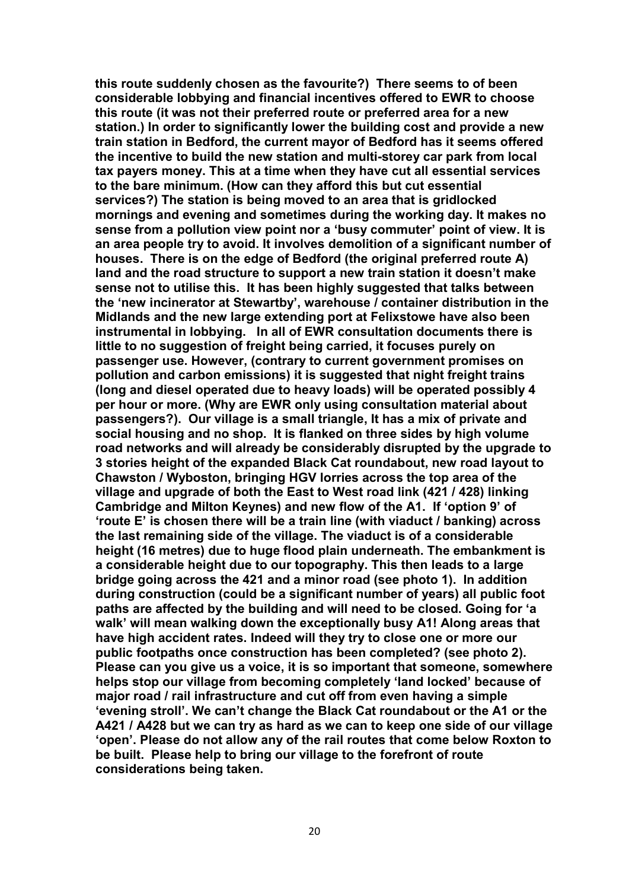**this route suddenly chosen as the favourite?) There seems to of been considerable lobbying and financial incentives offered to EWR to choose this route (it was not their preferred route or preferred area for a new station.) In order to significantly lower the building cost and provide a new train station in Bedford, the current mayor of Bedford has it seems offered the incentive to build the new station and multi-storey car park from local tax payers money. This at a time when they have cut all essential services to the bare minimum. (How can they afford this but cut essential services?) The station is being moved to an area that is gridlocked mornings and evening and sometimes during the working day. It makes no sense from a pollution view point nor a 'busy commuter' point of view. It is an area people try to avoid. It involves demolition of a significant number of houses. There is on the edge of Bedford (the original preferred route A) land and the road structure to support a new train station it doesn't make sense not to utilise this. It has been highly suggested that talks between the 'new incinerator at Stewartby', warehouse / container distribution in the Midlands and the new large extending port at Felixstowe have also been instrumental in lobbying. In all of EWR consultation documents there is little to no suggestion of freight being carried, it focuses purely on passenger use. However, (contrary to current government promises on pollution and carbon emissions) it is suggested that night freight trains (long and diesel operated due to heavy loads) will be operated possibly 4 per hour or more. (Why are EWR only using consultation material about passengers?). Our village is a small triangle, It has a mix of private and social housing and no shop. It is flanked on three sides by high volume road networks and will already be considerably disrupted by the upgrade to 3 stories height of the expanded Black Cat roundabout, new road layout to Chawston / Wyboston, bringing HGV lorries across the top area of the village and upgrade of both the East to West road link (421 / 428) linking Cambridge and Milton Keynes) and new flow of the A1. If 'option 9' of 'route E' is chosen there will be a train line (with viaduct / banking) across the last remaining side of the village. The viaduct is of a considerable height (16 metres) due to huge flood plain underneath. The embankment is a considerable height due to our topography. This then leads to a large bridge going across the 421 and a minor road (see photo 1). In addition during construction (could be a significant number of years) all public foot paths are affected by the building and will need to be closed. Going for 'a walk' will mean walking down the exceptionally busy A1! Along areas that have high accident rates. Indeed will they try to close one or more our public footpaths once construction has been completed? (see photo 2). Please can you give us a voice, it is so important that someone, somewhere helps stop our village from becoming completely 'land locked' because of major road / rail infrastructure and cut off from even having a simple 'evening stroll'. We can't change the Black Cat roundabout or the A1 or the A421 / A428 but we can try as hard as we can to keep one side of our village 'open'. Please do not allow any of the rail routes that come below Roxton to be built. Please help to bring our village to the forefront of route considerations being taken.**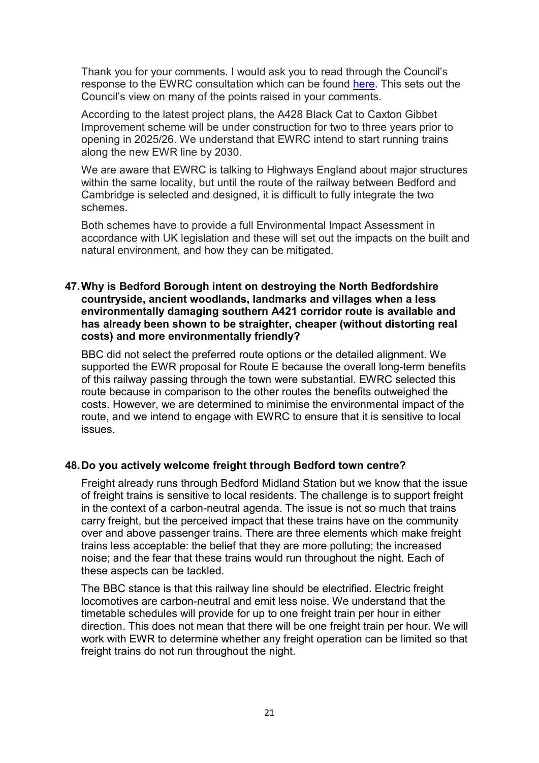Thank you for your comments. I would ask you to read through the Council's response to the EWRC consultation which can be found [here](). This sets out the Council's view on many of the points raised in your comments.

According to the latest project plans, the A428 Black Cat to Caxton Gibbet Improvement scheme will be under construction for two to three years prior to opening in 2025/26. We understand that EWRC intend to start running trains along the new EWR line by 2030.

We are aware that EWRC is talking to Highways England about major structures within the same locality, but until the route of the railway between Bedford and Cambridge is selected and designed, it is difficult to fully integrate the two schemes.

Both schemes have to provide a full Environmental Impact Assessment in accordance with UK legislation and these will set out the impacts on the built and natural environment, and how they can be mitigated.

**47. Why is Bedford Borough intent on destroying the North Bedfordshire countryside, ancient woodlands, landmarks and villages when a less environmentally damaging southern A421 corridor route is available and has already been shown to be straighter, cheaper (without distorting real costs) and more environmentally friendly?**

BBC did not select the preferred route options or the detailed alignment. We supported the EWR proposal for Route E because the overall long-term benefits of this railway passing through the town were substantial. EWRC selected this route because in comparison to the other routes the benefits outweighed the costs. However, we are determined to minimise the environmental impact of the route, and we intend to engage with EWRC to ensure that it is sensitive to local issues.

**48. Do you actively welcome freight through Bedford town centre?**

Freight already runs through Bedford Midland Station but we know that the issue of freight trains is sensitive to local residents. The challenge is to support freight in the context of a carbon-neutral agenda. The issue is not so much that trains carry freight, but the perceived impact that these trains have on the community over and above passenger trains. There are three elements which make freight trains less acceptable: the belief that they are more polluting; the increased noise; and the fear that these trains would run throughout the night. Each of these aspects can be tackled.

The BBC stance is that this railway line should be electrified. Electric freight locomotives are carbon-neutral and emit less noise. We understand that the timetable schedules will provide for up to one freight train per hour in either direction. This does not mean that there will be one freight train per hour. We will work with EWR to determine whether any freight operation can be limited so that freight trains do not run throughout the night.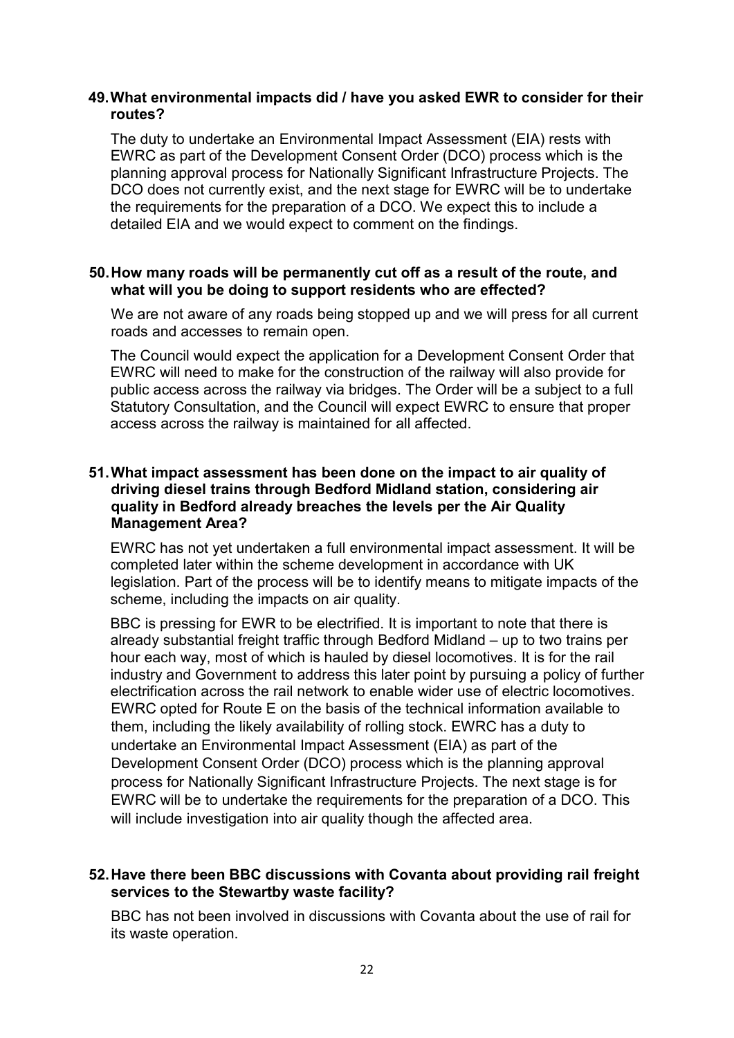**49. What environmental impacts did / have you asked EWR to consider for their routes?**

The duty to undertake an Environmental Impact Assessment (EIA) rests with EWRC as part of the Development Consent Order (DCO) process which is the planning approval process for Nationally Significant Infrastructure Projects. The DCO does not currently exist, and the next stage for EWRC will be to undertake the requirements for the preparation of a DCO. We expect this to include a detailed EIA and we would expect to comment on the findings.

**50. How many roads will be permanently cut off as a result of the route, and what will you be doing to support residents who are effected?**

We are not aware of any roads being stopped up and we will press for all current roads and accesses to remain open.

The Council would expect the application for a Development Consent Order that EWRC will need to make for the construction of the railway will also provide for public access across the railway via bridges. The Order will be a subject to a full Statutory Consultation, and the Council will expect EWRC to ensure that proper access across the railway is maintained for all affected.

**51. What impact assessment has been done on the impact to air quality of driving diesel trains through Bedford Midland station, considering air quality in Bedford already breaches the levels per the Air Quality Management Area?**

EWRC has not yet undertaken a full environmental impact assessment. It will be completed later within the scheme development in accordance with UK legislation. Part of the process will be to identify means to mitigate impacts of the scheme, including the impacts on air quality.

BBC is pressing for EWR to be electrified. It is important to note that there is already substantial freight traffic through Bedford Midland – up to two trains per hour each way, most of which is hauled by diesel locomotives. It is for the rail industry and Government to address this later point by pursuing a policy of further electrification across the rail network to enable wider use of electric locomotives. EWRC opted for Route E on the basis of the technical information available to them, including the likely availability of rolling stock. EWRC has a duty to undertake an Environmental Impact Assessment (EIA) as part of the Development Consent Order (DCO) process which is the planning approval process for Nationally Significant Infrastructure Projects. The next stage is for EWRC will be to undertake the requirements for the preparation of a DCO. This will include investigation into air quality though the affected area.

**52. Have there been BBC discussions with Covanta about providing rail freight services to the Stewartby waste facility?**

BBC has not been involved in discussions with Covanta about the use of rail for its waste operation.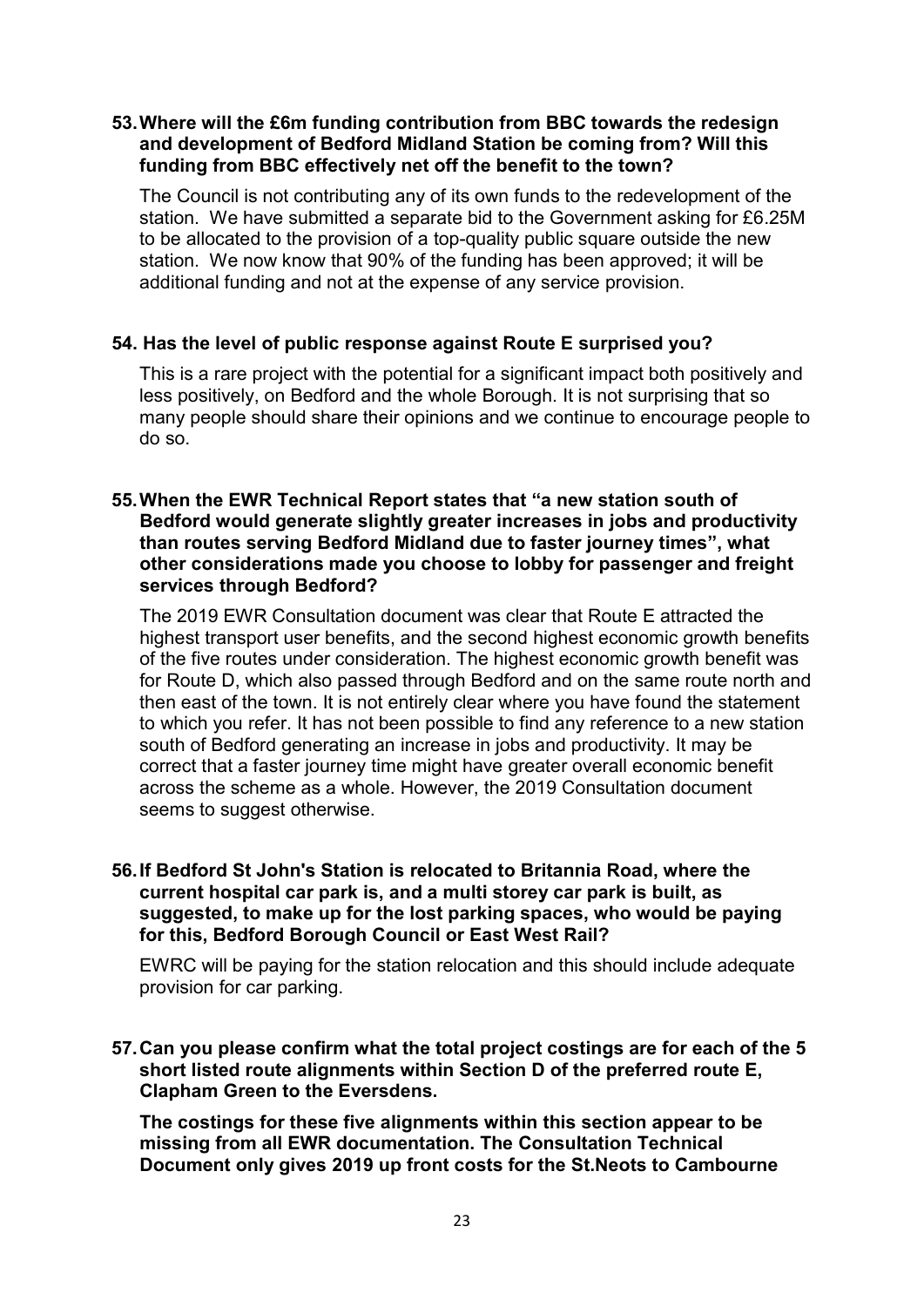**53. Where will the £6m funding contribution from BBC towards the redesign and development of Bedford Midland Station be coming from? Will this funding from BBC effectively net off the benefit to the town?**

The Council is not contributing any of its own funds to the redevelopment of the station. We have submitted a separate bid to the Government asking for £6.25M to be allocated to the provision of a top-quality public square outside the new station. We now know that 90% of the funding has been approved; it will be additional funding and not at the expense of any service provision.

**54. Has the level of public response against Route E surprised you?**

This is a rare project with the potential for a significant impact both positively and less positively, on Bedford and the whole Borough. It is not surprising that so many people should share their opinions and we continue to encourage people to do so.

**55. When the EWR Technical Report states that "a new station south of Bedford would generate slightly greater increases in jobs and productivity than routes serving Bedford Midland due to faster journey times", what other considerations made you choose to lobby for passenger and freight services through Bedford?**

The 2019 EWR Consultation document was clear that Route E attracted the highest transport user benefits, and the second highest economic growth benefits of the five routes under consideration. The highest economic growth benefit was for Route D, which also passed through Bedford and on the same route north and then east of the town. It is not entirely clear where you have found the statement to which you refer. It has not been possible to find any reference to a new station south of Bedford generating an increase in jobs and productivity. It may be correct that a faster journey time might have greater overall economic benefit across the scheme as a whole. However, the 2019 Consultation document seems to suggest otherwise.

**56. If Bedford St John's Station is relocated to Britannia Road, where the current hospital car park is, and a multi storey car park is built, as suggested, to make up for the lost parking spaces, who would be paying for this, Bedford Borough Council or East West Rail?**

EWRC will be paying for the station relocation and this should include adequate provision for car parking.

**57. Can you please confirm what the total project costings are for each of the 5 short listed route alignments within Section D of the preferred route E, Clapham Green to the Eversdens.**

**The costings for these five alignments within this section appear to be missing from all EWR documentation. The Consultation Technical Document only gives 2019 up front costs for the St.Neots to Cambourne**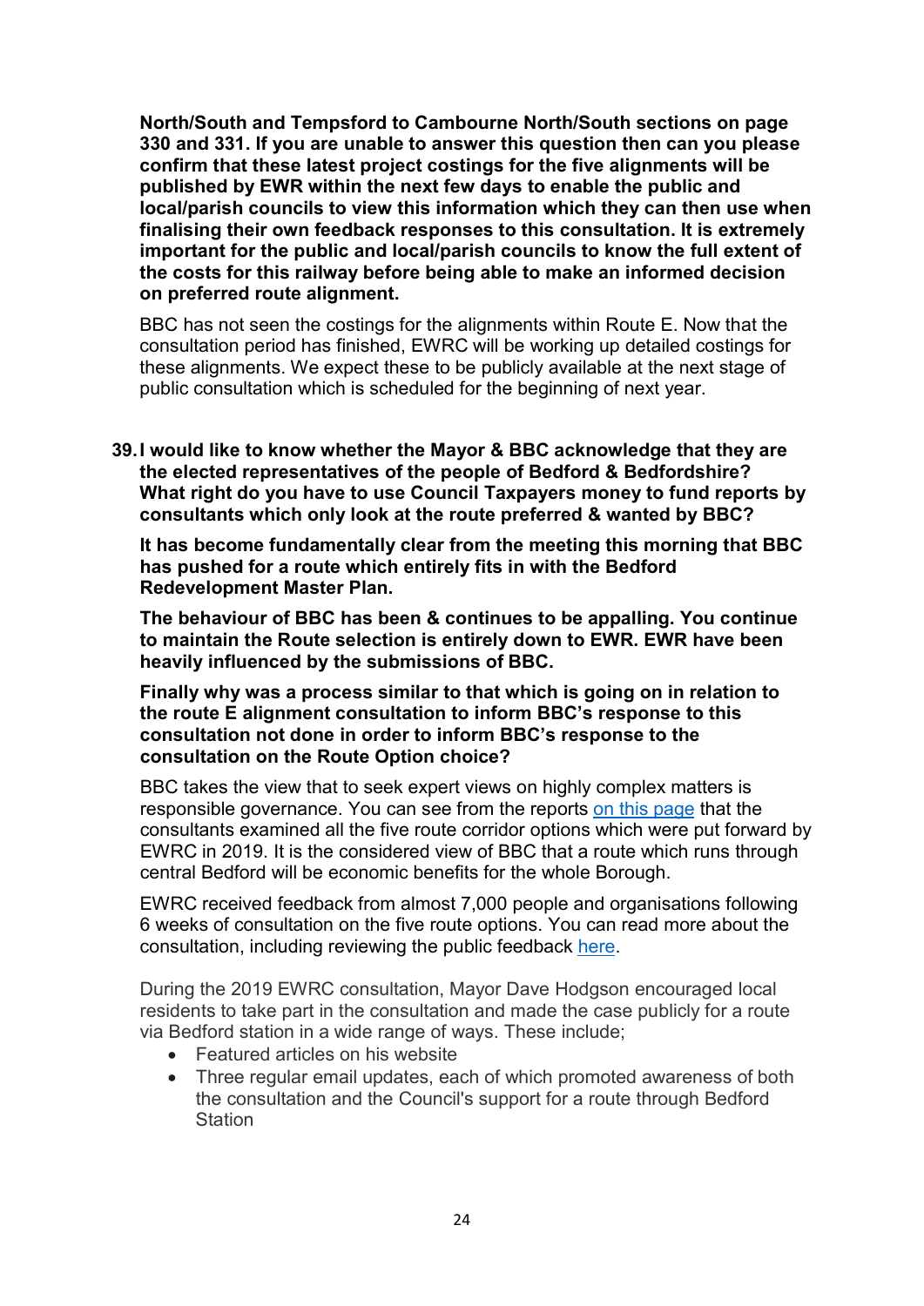**North/South and Tempsford to Cambourne North/South sections on page 330 and 331. If you are unable to answer this question then can you please confirm that these latest project costings for the five alignments will be published by EWR within the next few days to enable the public and local/parish councils to view this information which they can then use when finalising their own feedback responses to this consultation. It is extremely important for the public and local/parish councils to know the full extent of the costs for this railway before being able to make an informed decision on preferred route alignment.**

BBC has not seen the costings for the alignments within Route E. Now that the consultation period has finished, EWRC will be working up detailed costings for these alignments. We expect these to be publicly available at the next stage of public consultation which is scheduled for the beginning of next year.

39. **I would like to know whether the Mayor & BBC acknowledge that they are the elected representatives of the people of Bedford & Bedfordshire? What right do you have to use Council Taxpayers money to fund reports by consultants which only look at the route preferred & wanted by BBC?**

**It has become fundamentally clear from the meeting this morning that BBC has pushed for a route which entirely fits in with the Bedford Redevelopment Master Plan.**

**The behaviour of BBC has been & continues to be appalling. You continue to maintain the Route selection is entirely down to EWR. EWR have been heavily influenced by the submissions of BBC.**

**Finally why was a process similar to that which is going on in relation to the route E alignment consultation to inform BBC's response to this consultation not done in order to inform BBC's response to the consultation on the Route Option choice?**

BBC takes the view that to seek expert views on highly complex matters is responsible governance. You can see from the reports on this page that the consultants examined all the five route corridor options which were put forward by EWRC in 2019. It is the considered view of BBC that a route which runs through central Bedford will be economic benefits for the whole Borough.

EWRC received feedback from almost 7,000 people and organisations following 6 weeks of consultation on the five route options. You can read more about the consultation, including reviewing the public feedback here.

During the 2019 EWRC consultation, Mayor Dave Hodgson encouraged local residents to take part in the consultation and made the case publicly for a route via Bedford station in a wide range of ways. These include;

- Featured articles on his website
- Three regular email updates, each of which promoted awareness of both the consultation and the Council's support for a route through Bedford Station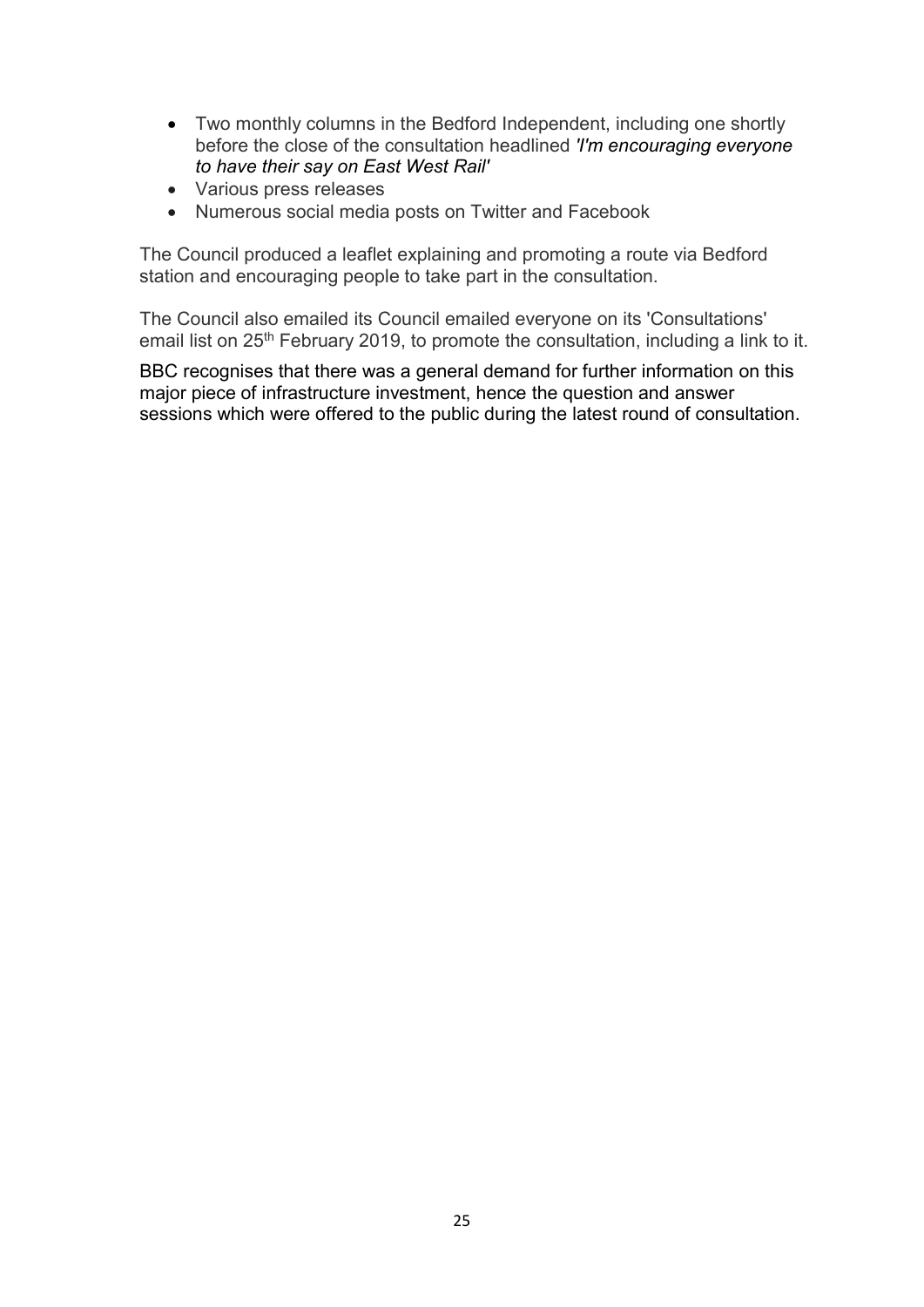- Two monthly columns in the Bedford Independent, including one shortly before the close of the consultation headlined *'I'm encouraging everyone to have their say on East West Rail'*
- Various press releases
- Numerous social media posts on Twitter and Facebook

The Council produced a leaflet explaining and promoting a route via Bedford station and encouraging people to take part in the consultation.

The Council also emailed its Council emailed everyone on its 'Consultations' email list on 25th February 2019, to promote the consultation, including a link to it.

BBC recognises that there was a general demand for further information on this major piece of infrastructure investment, hence the question and answer sessions which were offered to the public during the latest round of consultation.